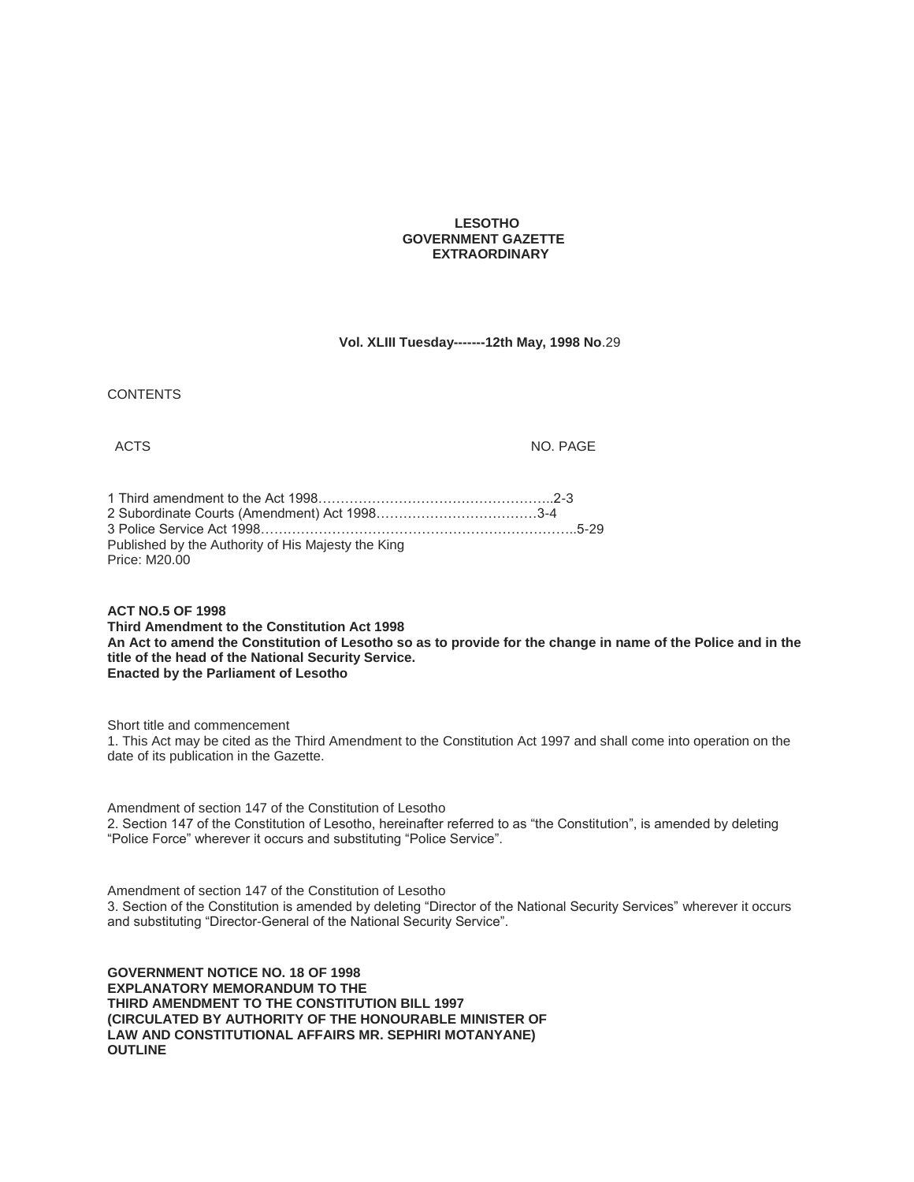**LESOTHO**
**GOVERNMENT GAZETTE**
**EXTRAORDINARY**

**Vol. XLIII Tuesday-------12th May, 1998 No**.29

CONTENTS

| ACTS | NO. PAGE |
|---|---|
| 1 Third amendment to the Act 1998 | 2-3 |
| 2 Subordinate Courts (Amendment) Act 1998 | 3-4 |
| 3 Police Service Act 1998 | 5-29 |

Published by the Authority of His Majesty the King
Price: M20.00

**ACT NO.5 OF 1998**
**Third Amendment to the Constitution Act 1998**
**An Act to amend the Constitution of Lesotho so as to provide for the change in name of the Police and in the title of the head of the National Security Service.**
**Enacted by the Parliament of Lesotho**

Short title and commencement

1. This Act may be cited as the Third Amendment to the Constitution Act 1997 and shall come into operation on the date of its publication in the Gazette.

Amendment of section 147 of the Constitution of Lesotho

2. Section 147 of the Constitution of Lesotho, hereinafter referred to as "the Constitution", is amended by deleting "Police Force" wherever it occurs and substituting "Police Service".

Amendment of section 147 of the Constitution of Lesotho

3. Section of the Constitution is amended by deleting "Director of the National Security Services" wherever it occurs and substituting "Director-General of the National Security Service".

**GOVERNMENT NOTICE NO. 18 OF 1998**
**EXPLANATORY MEMORANDUM TO THE**
**THIRD AMENDMENT TO THE CONSTITUTION BILL 1997**
**(CIRCULATED BY AUTHORITY OF THE HONOURABLE MINISTER OF LAW AND CONSTITUTIONAL AFFAIRS MR. SEPHIRI MOTANYANE)**
**OUTLINE**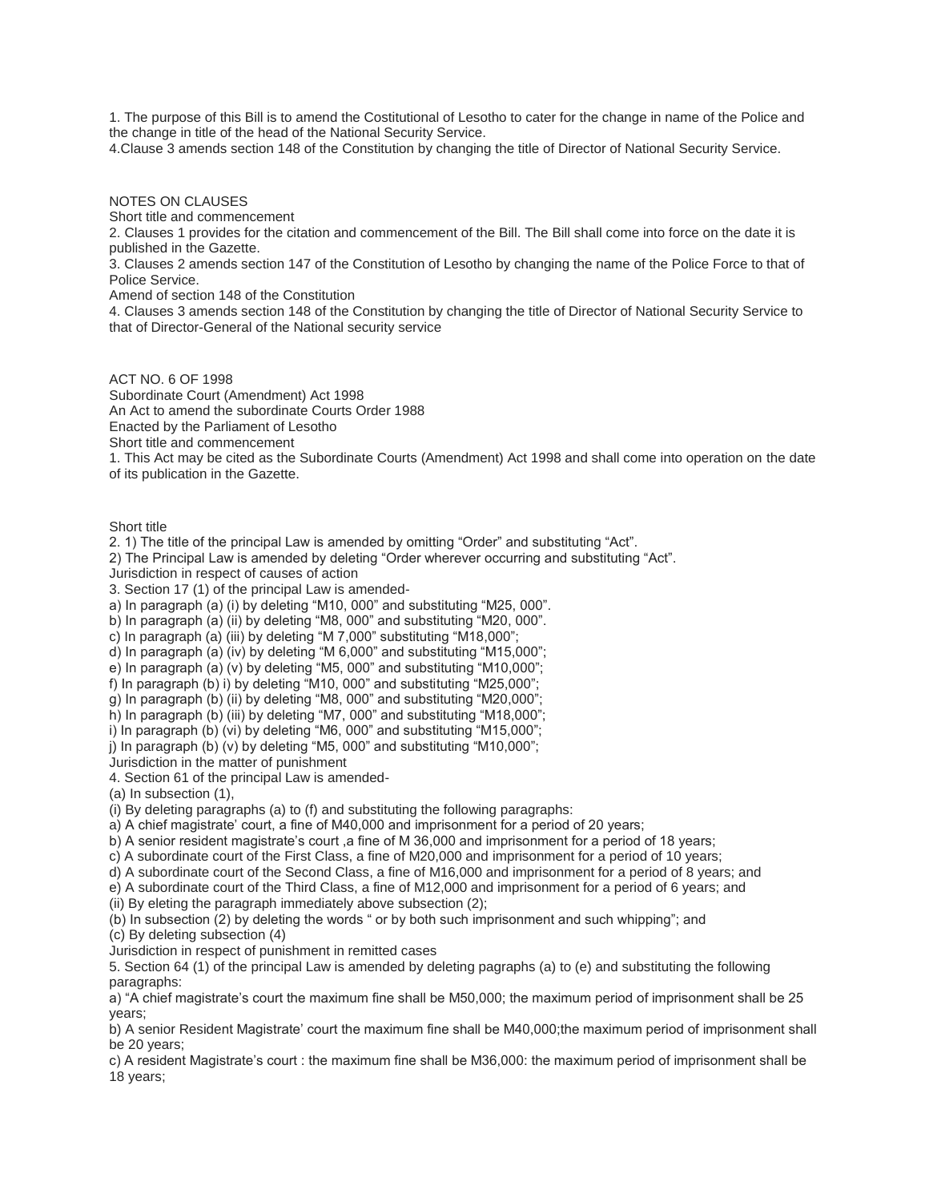1. The purpose of this Bill is to amend the Costitutional of Lesotho to cater for the change in name of the Police and the change in title of the head of the National Security Service.
4.Clause 3 amends section 148 of the Constitution by changing the title of Director of National Security Service.

NOTES ON CLAUSES

Short title and commencement

2. Clauses 1 provides for the citation and commencement of the Bill. The Bill shall come into force on the date it is published in the Gazette.
3. Clauses 2 amends section 147 of the Constitution of Lesotho by changing the name of the Police Force to that of Police Service.

Amend of section 148 of the Constitution

4. Clauses 3 amends section 148 of the Constitution by changing the title of Director of National Security Service to that of Director-General of the National security service

ACT NO. 6 OF 1998

Subordinate Court (Amendment) Act 1998

An Act to amend the subordinate Courts Order 1988

Enacted by the Parliament of Lesotho

Short title and commencement

1. This Act may be cited as the Subordinate Courts (Amendment) Act 1998 and shall come into operation on the date of its publication in the Gazette.

Short title

2. 1) The title of the principal Law is amended by omitting "Order" and substituting "Act".
2) The Principal Law is amended by deleting "Order wherever occurring and substituting "Act".

Jurisdiction in respect of causes of action

3. Section 17 (1) of the principal Law is amended-
a) In paragraph (a) (i) by deleting "M10, 000" and substituting "M25, 000".
b) In paragraph (a) (ii) by deleting "M8, 000" and substituting "M20, 000".
c) In paragraph (a) (iii) by deleting "M 7,000" substituting "M18,000";
d) In paragraph (a) (iv) by deleting "M 6,000" and substituting "M15,000";
e) In paragraph (a) (v) by deleting "M5, 000" and substituting "M10,000";
f) In paragraph (b) i) by deleting "M10, 000" and substituting "M25,000";
g) In paragraph (b) (ii) by deleting "M8, 000" and substituting "M20,000";
h) In paragraph (b) (iii) by deleting "M7, 000" and substituting "M18,000";
i) In paragraph (b) (vi) by deleting "M6, 000" and substituting "M15,000";
j) In paragraph (b) (v) by deleting "M5, 000" and substituting "M10,000";

Jurisdiction in the matter of punishment

4. Section 61 of the principal Law is amended-
(a) In subsection (1),
(i) By deleting paragraphs (a) to (f) and substituting the following paragraphs:
a) A chief magistrate' court, a fine of M40,000 and imprisonment for a period of 20 years;
b) A senior resident magistrate's court ,a fine of M 36,000 and imprisonment for a period of 18 years;
c) A subordinate court of the First Class, a fine of M20,000 and imprisonment for a period of 10 years;
d) A subordinate court of the Second Class, a fine of M16,000 and imprisonment for a period of 8 years; and
e) A subordinate court of the Third Class, a fine of M12,000 and imprisonment for a period of 6 years; and
(ii) By eleting the paragraph immediately above subsection (2);
(b) In subsection (2) by deleting the words " or by both such imprisonment and such whipping"; and
(c) By deleting subsection (4)

Jurisdiction in respect of punishment in remitted cases

5. Section 64 (1) of the principal Law is amended by deleting pagraphs (a) to (e) and substituting the following paragraphs:
a) "A chief magistrate's court the maximum fine shall be M50,000; the maximum period of imprisonment shall be 25 years;
b) A senior Resident Magistrate' court the maximum fine shall be M40,000;the maximum period of imprisonment shall be 20 years;
c) A resident Magistrate's court : the maximum fine shall be M36,000: the maximum period of imprisonment shall be 18 years;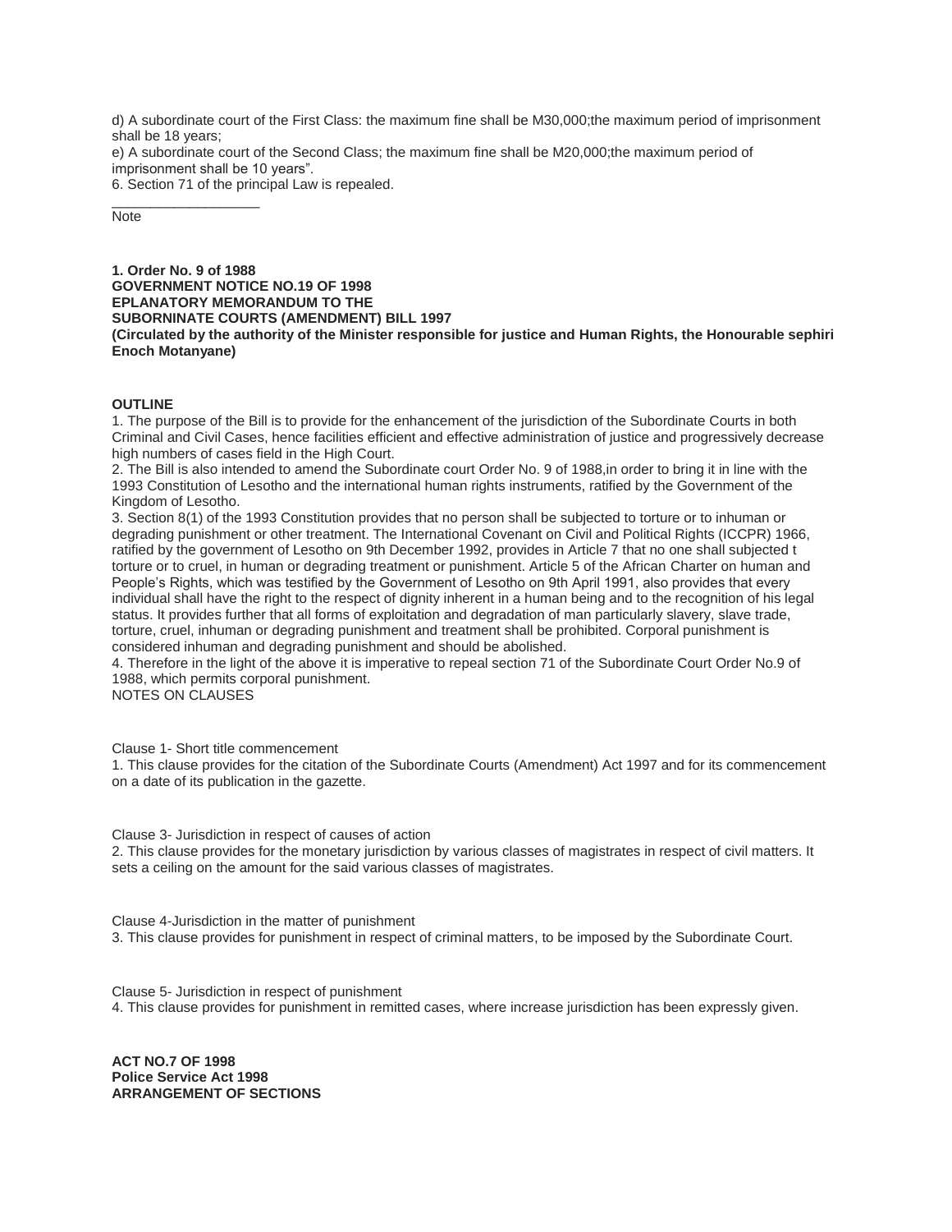d) A subordinate court of the First Class: the maximum fine shall be M30,000;the maximum period of imprisonment shall be 18 years;

e) A subordinate court of the Second Class; the maximum fine shall be M20,000;the maximum period of imprisonment shall be 10 years".

6. Section 71 of the principal Law is repealed.

___________________

Note

**1. Order No. 9 of 1988**
**GOVERNMENT NOTICE NO.19 OF 1998**
**EPLANATORY MEMORANDUM TO THE**
**SUBORNINATE COURTS (AMENDMENT) BILL 1997**
**(Circulated by the authority of the Minister responsible for justice and Human Rights, the Honourable sephiri Enoch Motanyane)**

**OUTLINE**

1. The purpose of the Bill is to provide for the enhancement of the jurisdiction of the Subordinate Courts in both Criminal and Civil Cases, hence facilities efficient and effective administration of justice and progressively decrease high numbers of cases field in the High Court.

2. The Bill is also intended to amend the Subordinate court Order No. 9 of 1988,in order to bring it in line with the 1993 Constitution of Lesotho and the international human rights instruments, ratified by the Government of the Kingdom of Lesotho.

3. Section 8(1) of the 1993 Constitution provides that no person shall be subjected to torture or to inhuman or degrading punishment or other treatment. The International Covenant on Civil and Political Rights (ICCPR) 1966, ratified by the government of Lesotho on 9th December 1992, provides in Article 7 that no one shall subjected t torture or to cruel, in human or degrading treatment or punishment. Article 5 of the African Charter on human and People's Rights, which was testified by the Government of Lesotho on 9th April 1991, also provides that every individual shall have the right to the respect of dignity inherent in a human being and to the recognition of his legal status. It provides further that all forms of exploitation and degradation of man particularly slavery, slave trade, torture, cruel, inhuman or degrading punishment and treatment shall be prohibited. Corporal punishment is considered inhuman and degrading punishment and should be abolished.

4. Therefore in the light of the above it is imperative to repeal section 71 of the Subordinate Court Order No.9 of 1988, which permits corporal punishment.

NOTES ON CLAUSES

Clause 1- Short title commencement

1. This clause provides for the citation of the Subordinate Courts (Amendment) Act 1997 and for its commencement on a date of its publication in the gazette.

Clause 3- Jurisdiction in respect of causes of action

2. This clause provides for the monetary jurisdiction by various classes of magistrates in respect of civil matters. It sets a ceiling on the amount for the said various classes of magistrates.

Clause 4-Jurisdiction in the matter of punishment

3. This clause provides for punishment in respect of criminal matters, to be imposed by the Subordinate Court.

Clause 5- Jurisdiction in respect of punishment

4. This clause provides for punishment in remitted cases, where increase jurisdiction has been expressly given.

**ACT NO.7 OF 1998**
**Police Service Act 1998**
**ARRANGEMENT OF SECTIONS**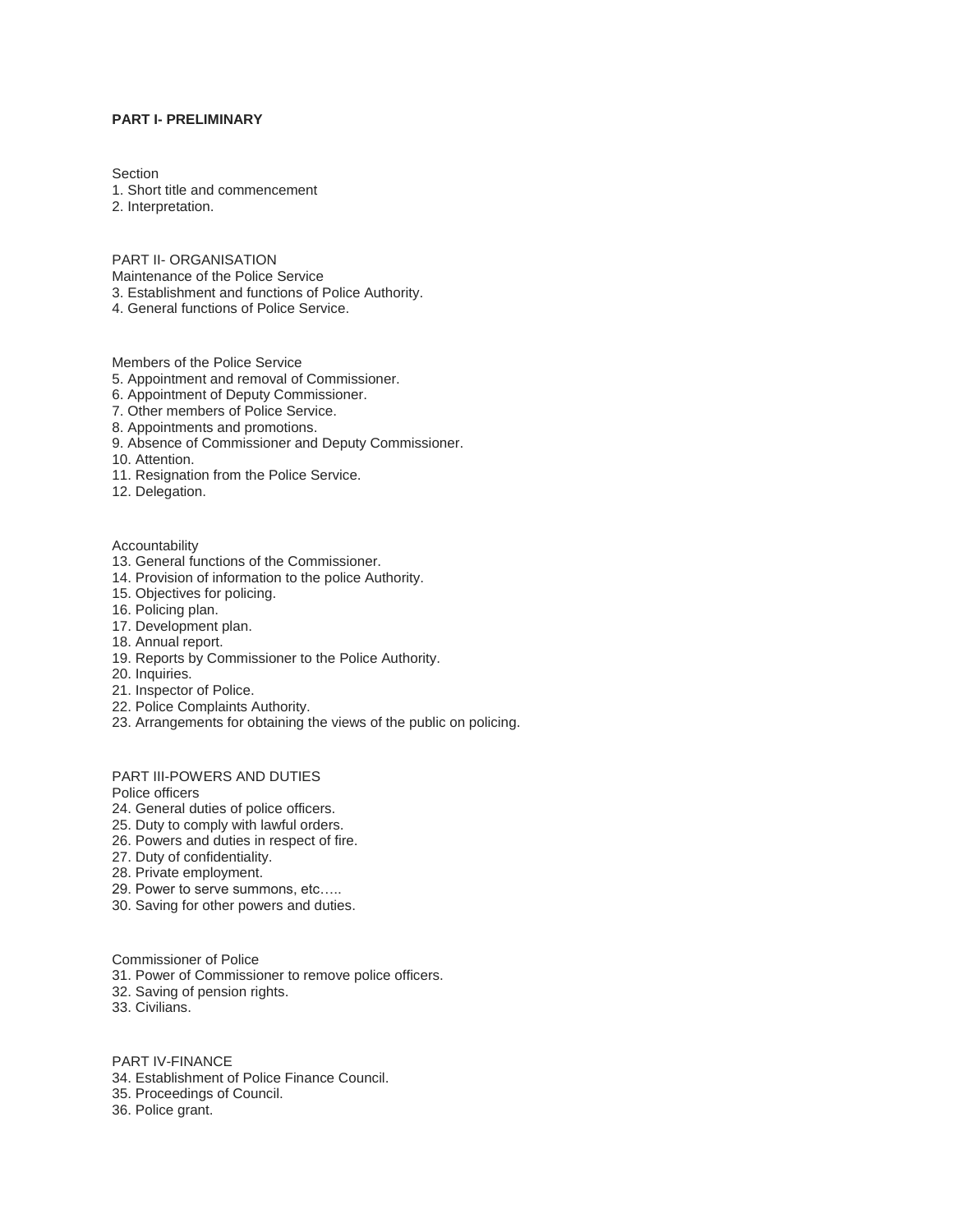**PART I- PRELIMINARY**

Section

1. Short title and commencement
2. Interpretation.

PART II- ORGANISATION

Maintenance of the Police Service

3. Establishment and functions of Police Authority.
4. General functions of Police Service.

Members of the Police Service

5. Appointment and removal of Commissioner.
6. Appointment of Deputy Commissioner.
7. Other members of Police Service.
8. Appointments and promotions.
9. Absence of Commissioner and Deputy Commissioner.
10. Attention.
11. Resignation from the Police Service.
12. Delegation.

Accountability

13. General functions of the Commissioner.
14. Provision of information to the police Authority.
15. Objectives for policing.
16. Policing plan.
17. Development plan.
18. Annual report.
19. Reports by Commissioner to the Police Authority.
20. Inquiries.
21. Inspector of Police.
22. Police Complaints Authority.
23. Arrangements for obtaining the views of the public on policing.

PART III-POWERS AND DUTIES

Police officers

24. General duties of police officers.
25. Duty to comply with lawful orders.
26. Powers and duties in respect of fire.
27. Duty of confidentiality.
28. Private employment.
29. Power to serve summons, etc…..
30. Saving for other powers and duties.

Commissioner of Police

31. Power of Commissioner to remove police officers.
32. Saving of pension rights.
33. Civilians.

PART IV-FINANCE

34. Establishment of Police Finance Council.
35. Proceedings of Council.
36. Police grant.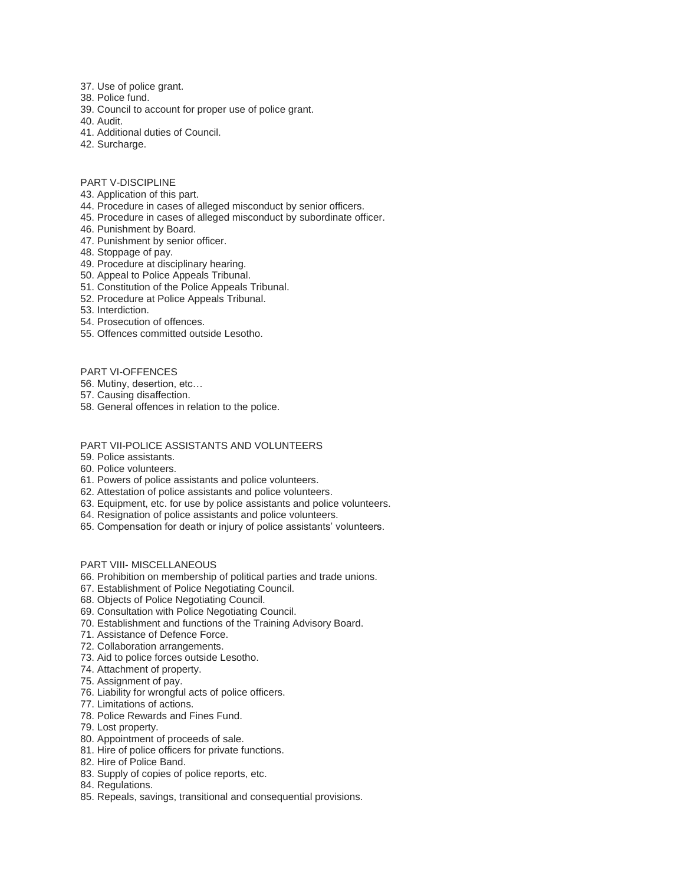37. Use of police grant.
38. Police fund.
39. Council to account for proper use of police grant.
40. Audit.
41. Additional duties of Council.
42. Surcharge.

PART V-DISCIPLINE

43. Application of this part.
44. Procedure in cases of alleged misconduct by senior officers.
45. Procedure in cases of alleged misconduct by subordinate officer.
46. Punishment by Board.
47. Punishment by senior officer.
48. Stoppage of pay.
49. Procedure at disciplinary hearing.
50. Appeal to Police Appeals Tribunal.
51. Constitution of the Police Appeals Tribunal.
52. Procedure at Police Appeals Tribunal.
53. Interdiction.
54. Prosecution of offences.
55. Offences committed outside Lesotho.

PART VI-OFFENCES

56. Mutiny, desertion, etc…
57. Causing disaffection.
58. General offences in relation to the police.

PART VII-POLICE ASSISTANTS AND VOLUNTEERS

59. Police assistants.
60. Police volunteers.
61. Powers of police assistants and police volunteers.
62. Attestation of police assistants and police volunteers.
63. Equipment, etc. for use by police assistants and police volunteers.
64. Resignation of police assistants and police volunteers.
65. Compensation for death or injury of police assistants' volunteers.

PART VIII- MISCELLANEOUS

66. Prohibition on membership of political parties and trade unions.
67. Establishment of Police Negotiating Council.
68. Objects of Police Negotiating Council.
69. Consultation with Police Negotiating Council.
70. Establishment and functions of the Training Advisory Board.
71. Assistance of Defence Force.
72. Collaboration arrangements.
73. Aid to police forces outside Lesotho.
74. Attachment of property.
75. Assignment of pay.
76. Liability for wrongful acts of police officers.
77. Limitations of actions.
78. Police Rewards and Fines Fund.
79. Lost property.
80. Appointment of proceeds of sale.
81. Hire of police officers for private functions.
82. Hire of Police Band.
83. Supply of copies of police reports, etc.
84. Regulations.
85. Repeals, savings, transitional and consequential provisions.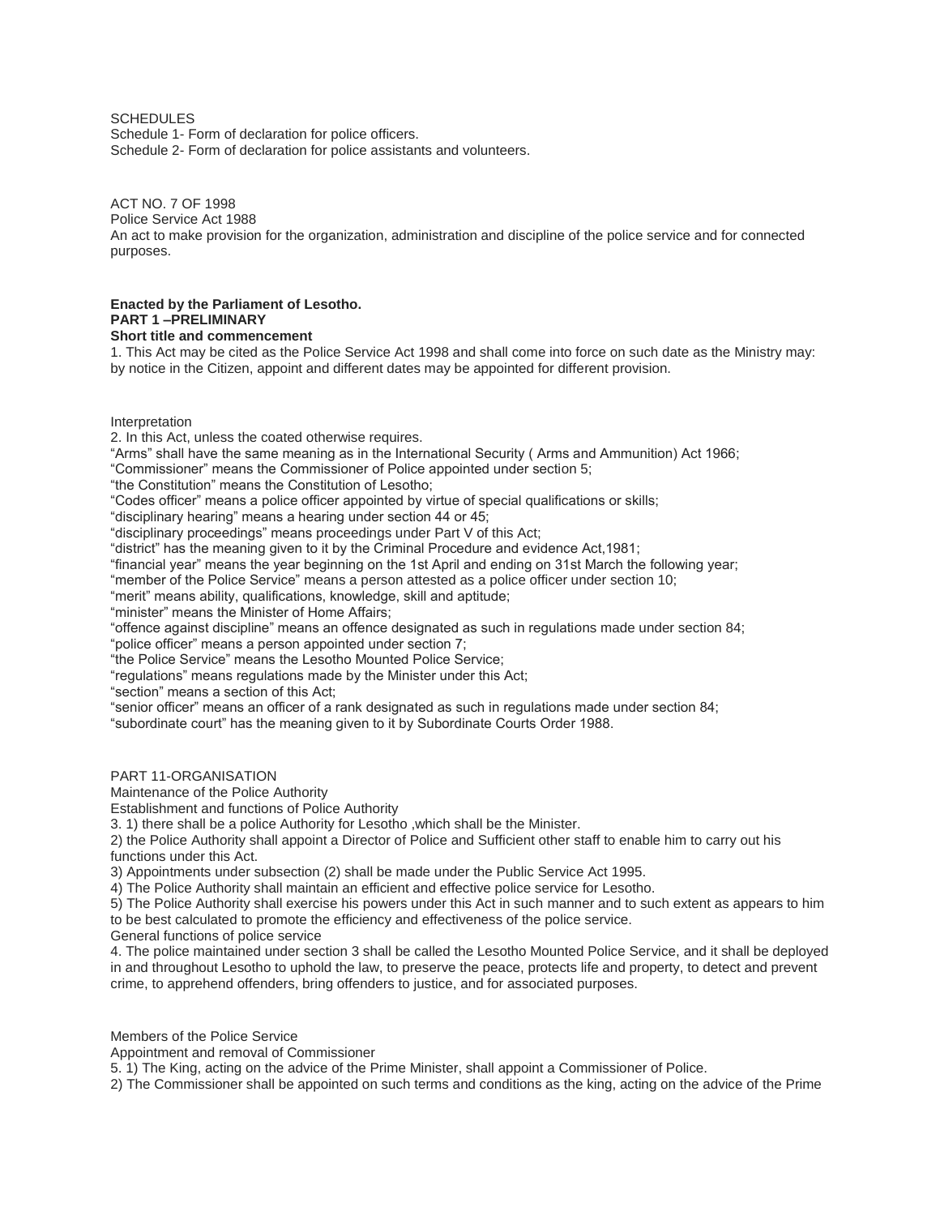SCHEDULES

Schedule 1- Form of declaration for police officers.

Schedule 2- Form of declaration for police assistants and volunteers.

ACT NO. 7 OF 1998

Police Service Act 1988

An act to make provision for the organization, administration and discipline of the police service and for connected purposes.

**Enacted by the Parliament of Lesotho.**

**PART 1 –PRELIMINARY**

**Short title and commencement**

1. This Act may be cited as the Police Service Act 1998 and shall come into force on such date as the Ministry may: by notice in the Citizen, appoint and different dates may be appointed for different provision.

Interpretation

2. In this Act, unless the coated otherwise requires.

"Arms" shall have the same meaning as in the International Security ( Arms and Ammunition) Act 1966;

"Commissioner" means the Commissioner of Police appointed under section 5;

"the Constitution" means the Constitution of Lesotho;

"Codes officer" means a police officer appointed by virtue of special qualifications or skills;

"disciplinary hearing" means a hearing under section 44 or 45;

"disciplinary proceedings" means proceedings under Part V of this Act;

"district" has the meaning given to it by the Criminal Procedure and evidence Act,1981;

"financial year" means the year beginning on the 1st April and ending on 31st March the following year;

"member of the Police Service" means a person attested as a police officer under section 10;

"merit" means ability, qualifications, knowledge, skill and aptitude;

"minister" means the Minister of Home Affairs;

"offence against discipline" means an offence designated as such in regulations made under section 84;

"police officer" means a person appointed under section 7;

"the Police Service" means the Lesotho Mounted Police Service;

"regulations" means regulations made by the Minister under this Act;

"section" means a section of this Act;

"senior officer" means an officer of a rank designated as such in regulations made under section 84;

"subordinate court" has the meaning given to it by Subordinate Courts Order 1988.

PART 11-ORGANISATION

Maintenance of the Police Authority

Establishment and functions of Police Authority

3. 1) there shall be a police Authority for Lesotho ,which shall be the Minister.

2) the Police Authority shall appoint a Director of Police and Sufficient other staff to enable him to carry out his functions under this Act.

3) Appointments under subsection (2) shall be made under the Public Service Act 1995.

4) The Police Authority shall maintain an efficient and effective police service for Lesotho.

5) The Police Authority shall exercise his powers under this Act in such manner and to such extent as appears to him to be best calculated to promote the efficiency and effectiveness of the police service.

General functions of police service

4. The police maintained under section 3 shall be called the Lesotho Mounted Police Service, and it shall be deployed in and throughout Lesotho to uphold the law, to preserve the peace, protects life and property, to detect and prevent crime, to apprehend offenders, bring offenders to justice, and for associated purposes.

Members of the Police Service

Appointment and removal of Commissioner

5. 1) The King, acting on the advice of the Prime Minister, shall appoint a Commissioner of Police.

2) The Commissioner shall be appointed on such terms and conditions as the king, acting on the advice of the Prime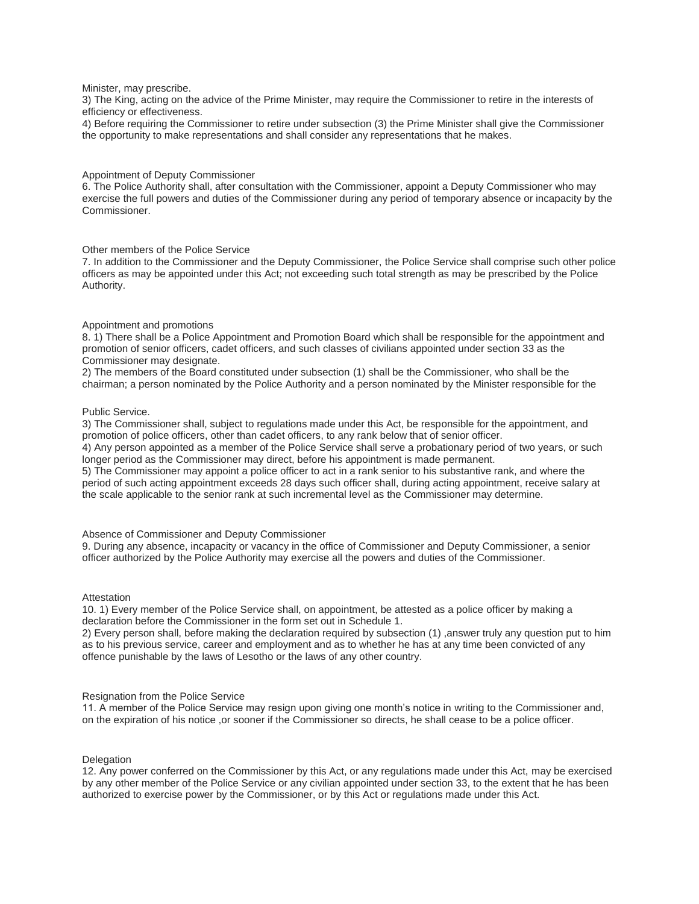Minister, may prescribe.

3) The King, acting on the advice of the Prime Minister, may require the Commissioner to retire in the interests of efficiency or effectiveness.

4) Before requiring the Commissioner to retire under subsection (3) the Prime Minister shall give the Commissioner the opportunity to make representations and shall consider any representations that he makes.

### Appointment of Deputy Commissioner

6. The Police Authority shall, after consultation with the Commissioner, appoint a Deputy Commissioner who may exercise the full powers and duties of the Commissioner during any period of temporary absence or incapacity by the Commissioner.

### Other members of the Police Service

7. In addition to the Commissioner and the Deputy Commissioner, the Police Service shall comprise such other police officers as may be appointed under this Act; not exceeding such total strength as may be prescribed by the Police Authority.

### Appointment and promotions

8. 1) There shall be a Police Appointment and Promotion Board which shall be responsible for the appointment and promotion of senior officers, cadet officers, and such classes of civilians appointed under section 33 as the Commissioner may designate.

2) The members of the Board constituted under subsection (1) shall be the Commissioner, who shall be the chairman; a person nominated by the Police Authority and a person nominated by the Minister responsible for the Public Service.

3) The Commissioner shall, subject to regulations made under this Act, be responsible for the appointment, and promotion of police officers, other than cadet officers, to any rank below that of senior officer.

4) Any person appointed as a member of the Police Service shall serve a probationary period of two years, or such longer period as the Commissioner may direct, before his appointment is made permanent.

5) The Commissioner may appoint a police officer to act in a rank senior to his substantive rank, and where the period of such acting appointment exceeds 28 days such officer shall, during acting appointment, receive salary at the scale applicable to the senior rank at such incremental level as the Commissioner may determine.

### Absence of Commissioner and Deputy Commissioner

9. During any absence, incapacity or vacancy in the office of Commissioner and Deputy Commissioner, a senior officer authorized by the Police Authority may exercise all the powers and duties of the Commissioner.

### Attestation

10. 1) Every member of the Police Service shall, on appointment, be attested as a police officer by making a declaration before the Commissioner in the form set out in Schedule 1.

2) Every person shall, before making the declaration required by subsection (1) ,answer truly any question put to him as to his previous service, career and employment and as to whether he has at any time been convicted of any offence punishable by the laws of Lesotho or the laws of any other country.

### Resignation from the Police Service

11. A member of the Police Service may resign upon giving one month's notice in writing to the Commissioner and, on the expiration of his notice ,or sooner if the Commissioner so directs, he shall cease to be a police officer.

### Delegation

12. Any power conferred on the Commissioner by this Act, or any regulations made under this Act, may be exercised by any other member of the Police Service or any civilian appointed under section 33, to the extent that he has been authorized to exercise power by the Commissioner, or by this Act or regulations made under this Act.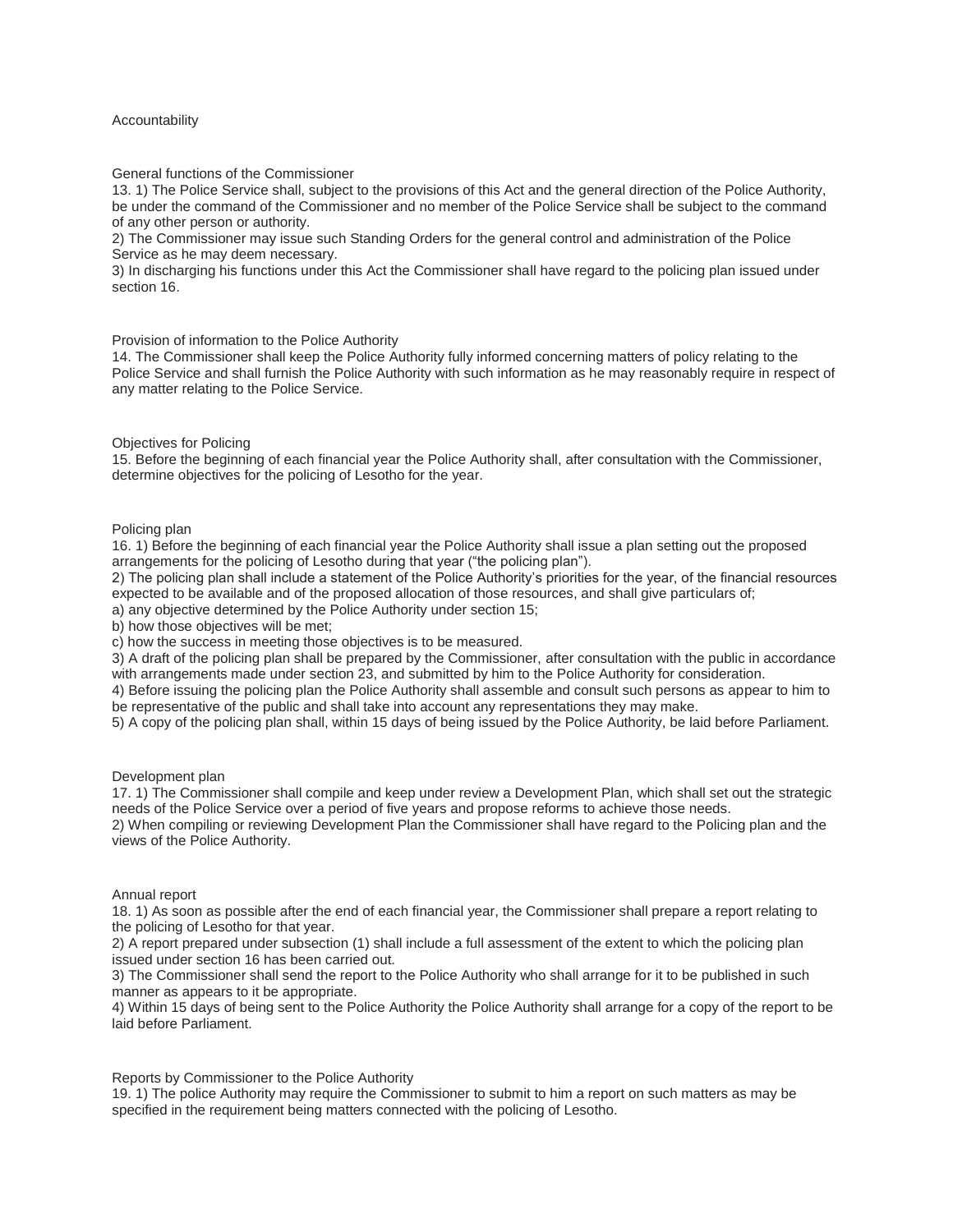## Accountability

### General functions of the Commissioner

13. 1) The Police Service shall, subject to the provisions of this Act and the general direction of the Police Authority, be under the command of the Commissioner and no member of the Police Service shall be subject to the command of any other person or authority.

2) The Commissioner may issue such Standing Orders for the general control and administration of the Police Service as he may deem necessary.

3) In discharging his functions under this Act the Commissioner shall have regard to the policing plan issued under section 16.

### Provision of information to the Police Authority

14. The Commissioner shall keep the Police Authority fully informed concerning matters of policy relating to the Police Service and shall furnish the Police Authority with such information as he may reasonably require in respect of any matter relating to the Police Service.

### Objectives for Policing

15. Before the beginning of each financial year the Police Authority shall, after consultation with the Commissioner, determine objectives for the policing of Lesotho for the year.

### Policing plan

16. 1) Before the beginning of each financial year the Police Authority shall issue a plan setting out the proposed arrangements for the policing of Lesotho during that year ("the policing plan").

2) The policing plan shall include a statement of the Police Authority's priorities for the year, of the financial resources expected to be available and of the proposed allocation of those resources, and shall give particulars of;

a) any objective determined by the Police Authority under section 15;

b) how those objectives will be met;

c) how the success in meeting those objectives is to be measured.

3) A draft of the policing plan shall be prepared by the Commissioner, after consultation with the public in accordance with arrangements made under section 23, and submitted by him to the Police Authority for consideration.

4) Before issuing the policing plan the Police Authority shall assemble and consult such persons as appear to him to be representative of the public and shall take into account any representations they may make.

5) A copy of the policing plan shall, within 15 days of being issued by the Police Authority, be laid before Parliament.

### Development plan

17. 1) The Commissioner shall compile and keep under review a Development Plan, which shall set out the strategic needs of the Police Service over a period of five years and propose reforms to achieve those needs.

2) When compiling or reviewing Development Plan the Commissioner shall have regard to the Policing plan and the views of the Police Authority.

### Annual report

18. 1) As soon as possible after the end of each financial year, the Commissioner shall prepare a report relating to the policing of Lesotho for that year.

2) A report prepared under subsection (1) shall include a full assessment of the extent to which the policing plan issued under section 16 has been carried out.

3) The Commissioner shall send the report to the Police Authority who shall arrange for it to be published in such manner as appears to it to be appropriate.

4) Within 15 days of being sent to the Police Authority the Police Authority shall arrange for a copy of the report to be laid before Parliament.

### Reports by Commissioner to the Police Authority

19. 1) The police Authority may require the Commissioner to submit to him a report on such matters as may be specified in the requirement being matters connected with the policing of Lesotho.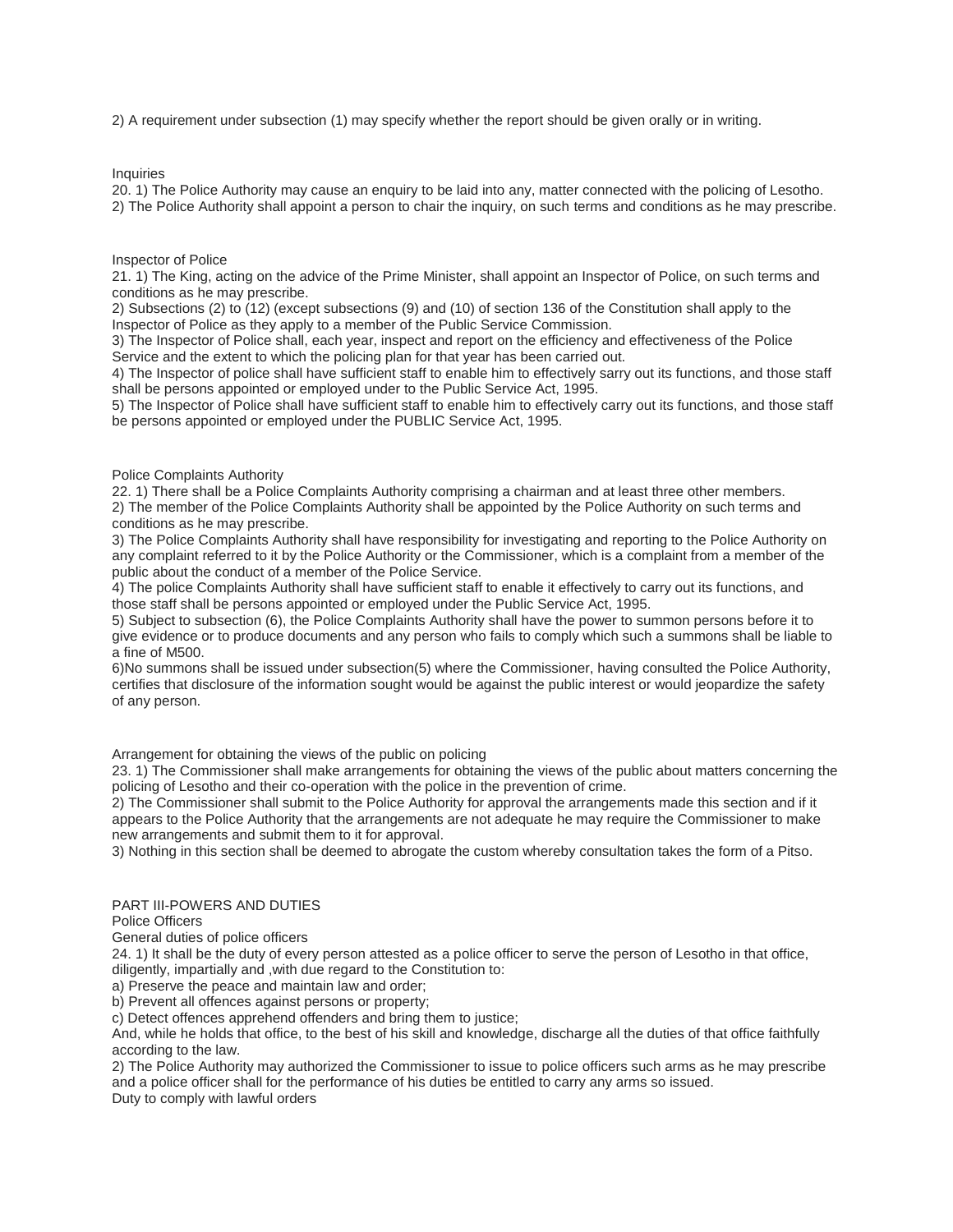2) A requirement under subsection (1) may specify whether the report should be given orally or in writing.

Inquiries

20. 1) The Police Authority may cause an enquiry to be laid into any, matter connected with the policing of Lesotho.

2) The Police Authority shall appoint a person to chair the inquiry, on such terms and conditions as he may prescribe.

Inspector of Police

21. 1) The King, acting on the advice of the Prime Minister, shall appoint an Inspector of Police, on such terms and conditions as he may prescribe.

2) Subsections (2) to (12) (except subsections (9) and (10) of section 136 of the Constitution shall apply to the Inspector of Police as they apply to a member of the Public Service Commission.

3) The Inspector of Police shall, each year, inspect and report on the efficiency and effectiveness of the Police Service and the extent to which the policing plan for that year has been carried out.

4) The Inspector of police shall have sufficient staff to enable him to effectively sarry out its functions, and those staff shall be persons appointed or employed under to the Public Service Act, 1995.

5) The Inspector of Police shall have sufficient staff to enable him to effectively carry out its functions, and those staff be persons appointed or employed under the PUBLIC Service Act, 1995.

Police Complaints Authority

22. 1) There shall be a Police Complaints Authority comprising a chairman and at least three other members.

2) The member of the Police Complaints Authority shall be appointed by the Police Authority on such terms and conditions as he may prescribe.

3) The Police Complaints Authority shall have responsibility for investigating and reporting to the Police Authority on any complaint referred to it by the Police Authority or the Commissioner, which is a complaint from a member of the public about the conduct of a member of the Police Service.

4) The police Complaints Authority shall have sufficient staff to enable it effectively to carry out its functions, and those staff shall be persons appointed or employed under the Public Service Act, 1995.

5) Subject to subsection (6), the Police Complaints Authority shall have the power to summon persons before it to give evidence or to produce documents and any person who fails to comply which such a summons shall be liable to a fine of M500.

6)No summons shall be issued under subsection(5) where the Commissioner, having consulted the Police Authority, certifies that disclosure of the information sought would be against the public interest or would jeopardize the safety of any person.

Arrangement for obtaining the views of the public on policing

23. 1) The Commissioner shall make arrangements for obtaining the views of the public about matters concerning the policing of Lesotho and their co-operation with the police in the prevention of crime.

2) The Commissioner shall submit to the Police Authority for approval the arrangements made this section and if it appears to the Police Authority that the arrangements are not adequate he may require the Commissioner to make new arrangements and submit them to it for approval.

3) Nothing in this section shall be deemed to abrogate the custom whereby consultation takes the form of a Pitso.

PART III-POWERS AND DUTIES

Police Officers

General duties of police officers

24. 1) It shall be the duty of every person attested as a police officer to serve the person of Lesotho in that office, diligently, impartially and ,with due regard to the Constitution to:

a) Preserve the peace and maintain law and order;

b) Prevent all offences against persons or property;

c) Detect offences apprehend offenders and bring them to justice;

And, while he holds that office, to the best of his skill and knowledge, discharge all the duties of that office faithfully according to the law.

2) The Police Authority may authorized the Commissioner to issue to police officers such arms as he may prescribe and a police officer shall for the performance of his duties be entitled to carry any arms so issued.

Duty to comply with lawful orders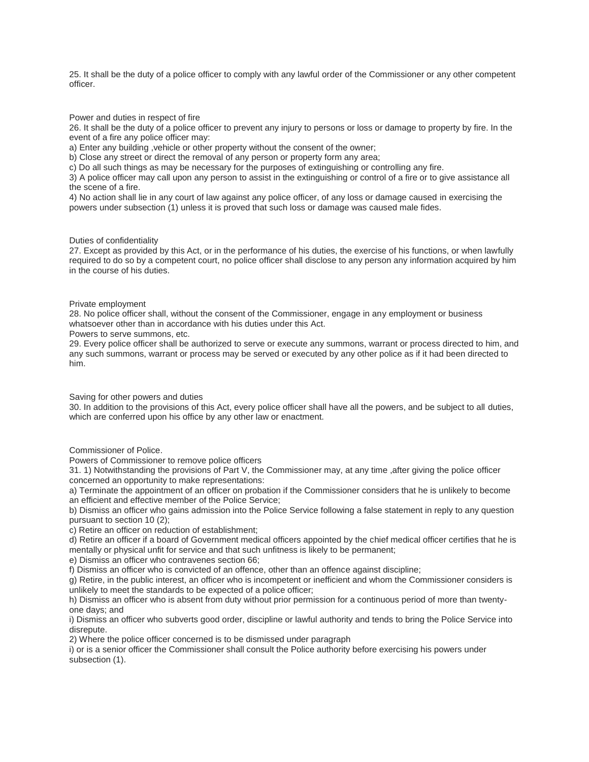25. It shall be the duty of a police officer to comply with any lawful order of the Commissioner or any other competent officer.

Power and duties in respect of fire

26. It shall be the duty of a police officer to prevent any injury to persons or loss or damage to property by fire. In the event of a fire any police officer may:

a) Enter any building ,vehicle or other property without the consent of the owner;

b) Close any street or direct the removal of any person or property form any area;

c) Do all such things as may be necessary for the purposes of extinguishing or controlling any fire.

3) A police officer may call upon any person to assist in the extinguishing or control of a fire or to give assistance all the scene of a fire.

4) No action shall lie in any court of law against any police officer, of any loss or damage caused in exercising the powers under subsection (1) unless it is proved that such loss or damage was caused male fides.

Duties of confidentiality

27. Except as provided by this Act, or in the performance of his duties, the exercise of his functions, or when lawfully required to do so by a competent court, no police officer shall disclose to any person any information acquired by him in the course of his duties.

Private employment

28. No police officer shall, without the consent of the Commissioner, engage in any employment or business whatsoever other than in accordance with his duties under this Act.

Powers to serve summons, etc.

29. Every police officer shall be authorized to serve or execute any summons, warrant or process directed to him, and any such summons, warrant or process may be served or executed by any other police as if it had been directed to him.

Saving for other powers and duties

30. In addition to the provisions of this Act, every police officer shall have all the powers, and be subject to all duties, which are conferred upon his office by any other law or enactment.

Commissioner of Police.

Powers of Commissioner to remove police officers

31. 1) Notwithstanding the provisions of Part V, the Commissioner may, at any time ,after giving the police officer concerned an opportunity to make representations:

a) Terminate the appointment of an officer on probation if the Commissioner considers that he is unlikely to become an efficient and effective member of the Police Service;

b) Dismiss an officer who gains admission into the Police Service following a false statement in reply to any question pursuant to section 10 (2);

c) Retire an officer on reduction of establishment;

d) Retire an officer if a board of Government medical officers appointed by the chief medical officer certifies that he is mentally or physical unfit for service and that such unfitness is likely to be permanent;

e) Dismiss an officer who contravenes section 66;

f) Dismiss an officer who is convicted of an offence, other than an offence against discipline;

g) Retire, in the public interest, an officer who is incompetent or inefficient and whom the Commissioner considers is unlikely to meet the standards to be expected of a police officer;

h) Dismiss an officer who is absent from duty without prior permission for a continuous period of more than twenty-one days; and

i) Dismiss an officer who subverts good order, discipline or lawful authority and tends to bring the Police Service into disrepute.

2) Where the police officer concerned is to be dismissed under paragraph

i) or is a senior officer the Commissioner shall consult the Police authority before exercising his powers under subsection (1).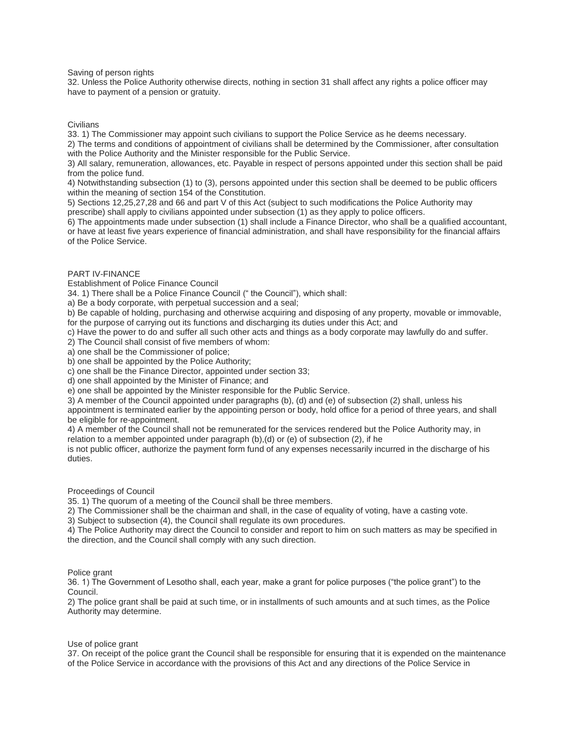Saving of person rights

32. Unless the Police Authority otherwise directs, nothing in section 31 shall affect any rights a police officer may have to payment of a pension or gratuity.

Civilians

33. 1) The Commissioner may appoint such civilians to support the Police Service as he deems necessary.

2) The terms and conditions of appointment of civilians shall be determined by the Commissioner, after consultation with the Police Authority and the Minister responsible for the Public Service.

3) All salary, remuneration, allowances, etc. Payable in respect of persons appointed under this section shall be paid from the police fund.

4) Notwithstanding subsection (1) to (3), persons appointed under this section shall be deemed to be public officers within the meaning of section 154 of the Constitution.

5) Sections 12,25,27,28 and 66 and part V of this Act (subject to such modifications the Police Authority may prescribe) shall apply to civilians appointed under subsection (1) as they apply to police officers.

6) The appointments made under subsection (1) shall include a Finance Director, who shall be a qualified accountant, or have at least five years experience of financial administration, and shall have responsibility for the financial affairs of the Police Service.

PART IV-FINANCE

Establishment of Police Finance Council

34. 1) There shall be a Police Finance Council (" the Council"), which shall:

a) Be a body corporate, with perpetual succession and a seal;

b) Be capable of holding, purchasing and otherwise acquiring and disposing of any property, movable or immovable, for the purpose of carrying out its functions and discharging its duties under this Act; and

c) Have the power to do and suffer all such other acts and things as a body corporate may lawfully do and suffer.

2) The Council shall consist of five members of whom:

a) one shall be the Commissioner of police;

b) one shall be appointed by the Police Authority;

c) one shall be the Finance Director, appointed under section 33;

d) one shall appointed by the Minister of Finance; and

e) one shall be appointed by the Minister responsible for the Public Service.

3) A member of the Council appointed under paragraphs (b), (d) and (e) of subsection (2) shall, unless his appointment is terminated earlier by the appointing person or body, hold office for a period of three years, and shall be eligible for re-appointment.

4) A member of the Council shall not be remunerated for the services rendered but the Police Authority may, in relation to a member appointed under paragraph (b),(d) or (e) of subsection (2), if he is not public officer, authorize the payment form fund of any expenses necessarily incurred in the discharge of his duties.

Proceedings of Council

35. 1) The quorum of a meeting of the Council shall be three members.

2) The Commissioner shall be the chairman and shall, in the case of equality of voting, have a casting vote.

3) Subject to subsection (4), the Council shall regulate its own procedures.

4) The Police Authority may direct the Council to consider and report to him on such matters as may be specified in the direction, and the Council shall comply with any such direction.

Police grant

36. 1) The Government of Lesotho shall, each year, make a grant for police purposes ("the police grant") to the Council.

2) The police grant shall be paid at such time, or in installments of such amounts and at such times, as the Police Authority may determine.

Use of police grant

37. On receipt of the police grant the Council shall be responsible for ensuring that it is expended on the maintenance of the Police Service in accordance with the provisions of this Act and any directions of the Police Service in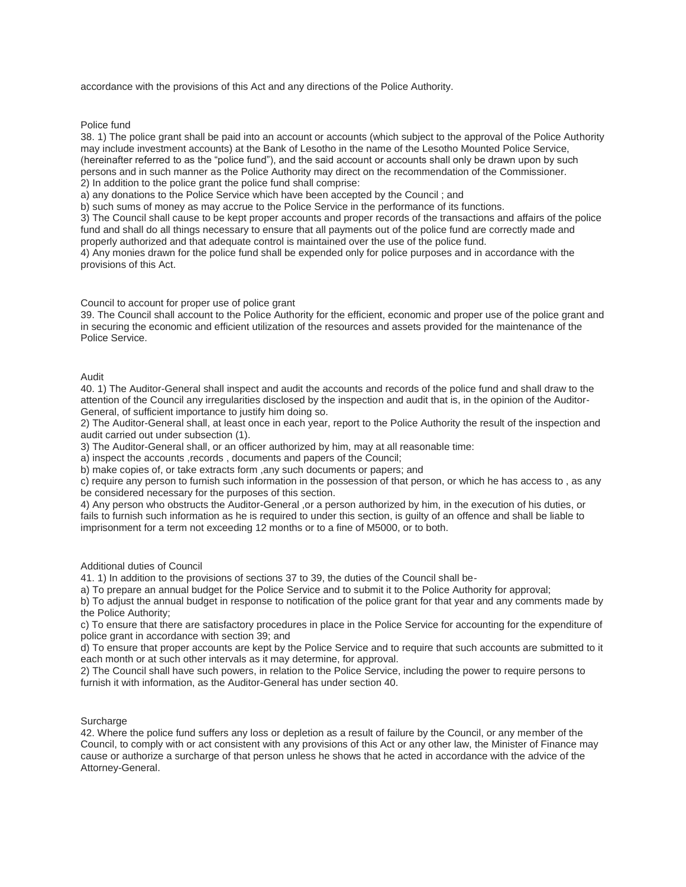accordance with the provisions of this Act and any directions of the Police Authority.

### Police fund

38. 1) The police grant shall be paid into an account or accounts (which subject to the approval of the Police Authority may include investment accounts) at the Bank of Lesotho in the name of the Lesotho Mounted Police Service, (hereinafter referred to as the "police fund"), and the said account or accounts shall only be drawn upon by such persons and in such manner as the Police Authority may direct on the recommendation of the Commissioner.
2) In addition to the police grant the police fund shall comprise:
a) any donations to the Police Service which have been accepted by the Council ; and
b) such sums of money as may accrue to the Police Service in the performance of its functions.
3) The Council shall cause to be kept proper accounts and proper records of the transactions and affairs of the police fund and shall do all things necessary to ensure that all payments out of the police fund are correctly made and properly authorized and that adequate control is maintained over the use of the police fund.
4) Any monies drawn for the police fund shall be expended only for police purposes and in accordance with the provisions of this Act.

### Council to account for proper use of police grant

39. The Council shall account to the Police Authority for the efficient, economic and proper use of the police grant and in securing the economic and efficient utilization of the resources and assets provided for the maintenance of the Police Service.

### Audit

40. 1) The Auditor-General shall inspect and audit the accounts and records of the police fund and shall draw to the attention of the Council any irregularities disclosed by the inspection and audit that is, in the opinion of the Auditor-General, of sufficient importance to justify him doing so.
2) The Auditor-General shall, at least once in each year, report to the Police Authority the result of the inspection and audit carried out under subsection (1).
3) The Auditor-General shall, or an officer authorized by him, may at all reasonable time:
a) inspect the accounts ,records , documents and papers of the Council;
b) make copies of, or take extracts form ,any such documents or papers; and
c) require any person to furnish such information in the possession of that person, or which he has access to , as any be considered necessary for the purposes of this section.
4) Any person who obstructs the Auditor-General ,or a person authorized by him, in the execution of his duties, or fails to furnish such information as he is required to under this section, is guilty of an offence and shall be liable to imprisonment for a term not exceeding 12 months or to a fine of M5000, or to both.

### Additional duties of Council

41. 1) In addition to the provisions of sections 37 to 39, the duties of the Council shall be-
a) To prepare an annual budget for the Police Service and to submit it to the Police Authority for approval;
b) To adjust the annual budget in response to notification of the police grant for that year and any comments made by the Police Authority;
c) To ensure that there are satisfactory procedures in place in the Police Service for accounting for the expenditure of police grant in accordance with section 39; and
d) To ensure that proper accounts are kept by the Police Service and to require that such accounts are submitted to it each month or at such other intervals as it may determine, for approval.
2) The Council shall have such powers, in relation to the Police Service, including the power to require persons to furnish it with information, as the Auditor-General has under section 40.

### Surcharge

42. Where the police fund suffers any loss or depletion as a result of failure by the Council, or any member of the Council, to comply with or act consistent with any provisions of this Act or any other law, the Minister of Finance may cause or authorize a surcharge of that person unless he shows that he acted in accordance with the advice of the Attorney-General.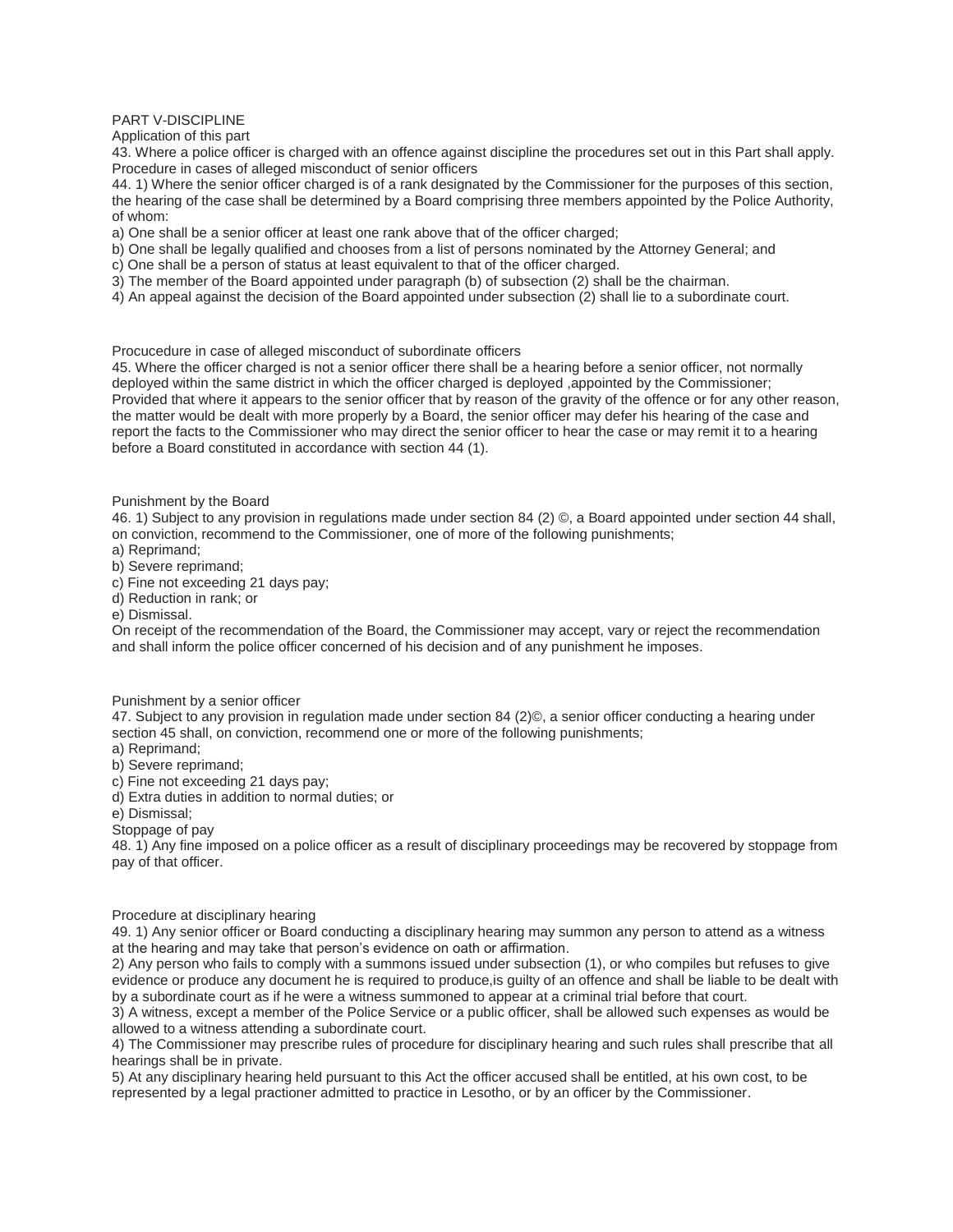PART V-DISCIPLINE

Application of this part

43. Where a police officer is charged with an offence against discipline the procedures set out in this Part shall apply.

Procedure in cases of alleged misconduct of senior officers

44. 1) Where the senior officer charged is of a rank designated by the Commissioner for the purposes of this section, the hearing of the case shall be determined by a Board comprising three members appointed by the Police Authority, of whom:

a) One shall be a senior officer at least one rank above that of the officer charged;

b) One shall be legally qualified and chooses from a list of persons nominated by the Attorney General; and

c) One shall be a person of status at least equivalent to that of the officer charged.

3) The member of the Board appointed under paragraph (b) of subsection (2) shall be the chairman.

4) An appeal against the decision of the Board appointed under subsection (2) shall lie to a subordinate court.

Procucedure in case of alleged misconduct of subordinate officers

45. Where the officer charged is not a senior officer there shall be a hearing before a senior officer, not normally deployed within the same district in which the officer charged is deployed ,appointed by the Commissioner; Provided that where it appears to the senior officer that by reason of the gravity of the offence or for any other reason, the matter would be dealt with more properly by a Board, the senior officer may defer his hearing of the case and report the facts to the Commissioner who may direct the senior officer to hear the case or may remit it to a hearing before a Board constituted in accordance with section 44 (1).

Punishment by the Board

46. 1) Subject to any provision in regulations made under section 84 (2) ©, a Board appointed under section 44 shall, on conviction, recommend to the Commissioner, one of more of the following punishments;

a) Reprimand;

b) Severe reprimand;

c) Fine not exceeding 21 days pay;

d) Reduction in rank; or

e) Dismissal.

On receipt of the recommendation of the Board, the Commissioner may accept, vary or reject the recommendation and shall inform the police officer concerned of his decision and of any punishment he imposes.

Punishment by a senior officer

47. Subject to any provision in regulation made under section 84 (2)©, a senior officer conducting a hearing under section 45 shall, on conviction, recommend one or more of the following punishments;

a) Reprimand;

b) Severe reprimand;

c) Fine not exceeding 21 days pay;

d) Extra duties in addition to normal duties; or

e) Dismissal;

Stoppage of pay

48. 1) Any fine imposed on a police officer as a result of disciplinary proceedings may be recovered by stoppage from pay of that officer.

Procedure at disciplinary hearing

49. 1) Any senior officer or Board conducting a disciplinary hearing may summon any person to attend as a witness at the hearing and may take that person's evidence on oath or affirmation.

2) Any person who fails to comply with a summons issued under subsection (1), or who compiles but refuses to give evidence or produce any document he is required to produce,is guilty of an offence and shall be liable to be dealt with by a subordinate court as if he were a witness summoned to appear at a criminal trial before that court.

3) A witness, except a member of the Police Service or a public officer, shall be allowed such expenses as would be allowed to a witness attending a subordinate court.

4) The Commissioner may prescribe rules of procedure for disciplinary hearing and such rules shall prescribe that all hearings shall be in private.

5) At any disciplinary hearing held pursuant to this Act the officer accused shall be entitled, at his own cost, to be represented by a legal practioner admitted to practice in Lesotho, or by an officer by the Commissioner.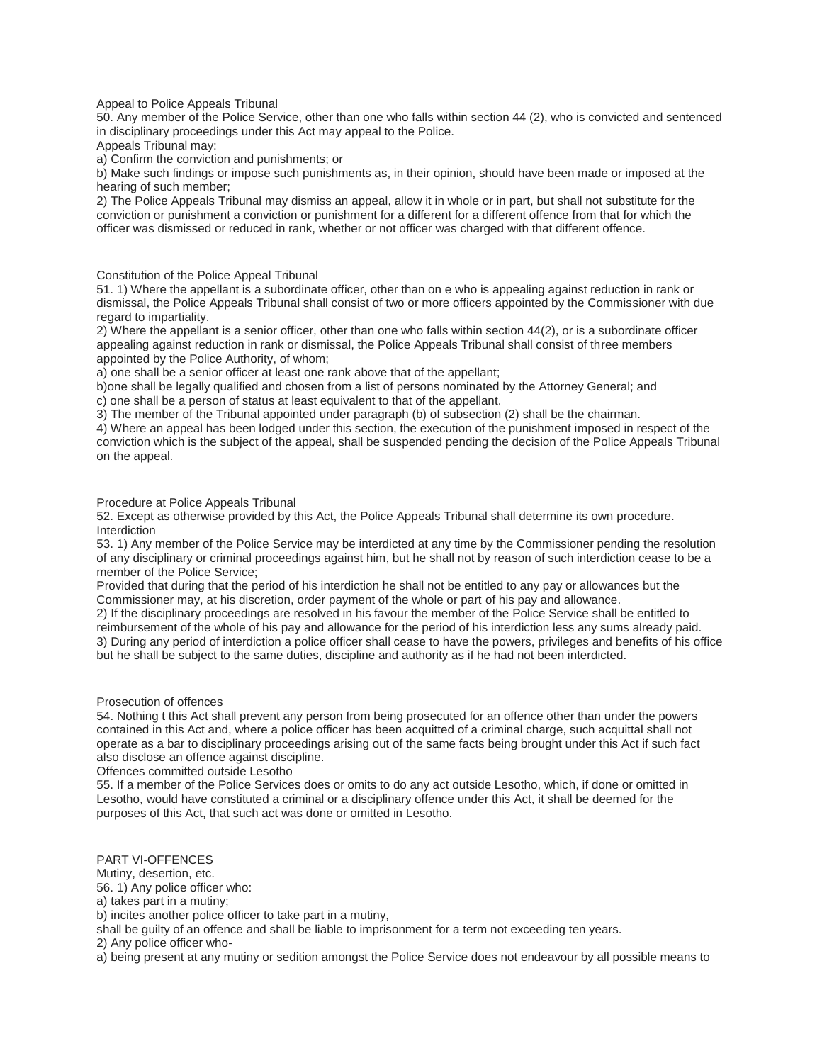Appeal to Police Appeals Tribunal

50. Any member of the Police Service, other than one who falls within section 44 (2), who is convicted and sentenced in disciplinary proceedings under this Act may appeal to the Police.

Appeals Tribunal may:

a) Confirm the conviction and punishments; or

b) Make such findings or impose such punishments as, in their opinion, should have been made or imposed at the hearing of such member;

2) The Police Appeals Tribunal may dismiss an appeal, allow it in whole or in part, but shall not substitute for the conviction or punishment a conviction or punishment for a different for a different offence from that for which the officer was dismissed or reduced in rank, whether or not officer was charged with that different offence.

Constitution of the Police Appeal Tribunal

51. 1) Where the appellant is a subordinate officer, other than on e who is appealing against reduction in rank or dismissal, the Police Appeals Tribunal shall consist of two or more officers appointed by the Commissioner with due regard to impartiality.

2) Where the appellant is a senior officer, other than one who falls within section 44(2), or is a subordinate officer appealing against reduction in rank or dismissal, the Police Appeals Tribunal shall consist of three members appointed by the Police Authority, of whom;

a) one shall be a senior officer at least one rank above that of the appellant;

b)one shall be legally qualified and chosen from a list of persons nominated by the Attorney General; and

c) one shall be a person of status at least equivalent to that of the appellant.

3) The member of the Tribunal appointed under paragraph (b) of subsection (2) shall be the chairman.

4) Where an appeal has been lodged under this section, the execution of the punishment imposed in respect of the conviction which is the subject of the appeal, shall be suspended pending the decision of the Police Appeals Tribunal on the appeal.

Procedure at Police Appeals Tribunal

52. Except as otherwise provided by this Act, the Police Appeals Tribunal shall determine its own procedure.

Interdiction

53. 1) Any member of the Police Service may be interdicted at any time by the Commissioner pending the resolution of any disciplinary or criminal proceedings against him, but he shall not by reason of such interdiction cease to be a member of the Police Service;

Provided that during that the period of his interdiction he shall not be entitled to any pay or allowances but the Commissioner may, at his discretion, order payment of the whole or part of his pay and allowance.

2) If the disciplinary proceedings are resolved in his favour the member of the Police Service shall be entitled to reimbursement of the whole of his pay and allowance for the period of his interdiction less any sums already paid.

3) During any period of interdiction a police officer shall cease to have the powers, privileges and benefits of his office but he shall be subject to the same duties, discipline and authority as if he had not been interdicted.

Prosecution of offences

54. Nothing t this Act shall prevent any person from being prosecuted for an offence other than under the powers contained in this Act and, where a police officer has been acquitted of a criminal charge, such acquittal shall not operate as a bar to disciplinary proceedings arising out of the same facts being brought under this Act if such fact also disclose an offence against discipline.

Offences committed outside Lesotho

55. If a member of the Police Services does or omits to do any act outside Lesotho, which, if done or omitted in Lesotho, would have constituted a criminal or a disciplinary offence under this Act, it shall be deemed for the purposes of this Act, that such act was done or omitted in Lesotho.

## PART VI-OFFENCES

Mutiny, desertion, etc.

56. 1) Any police officer who:

a) takes part in a mutiny;

b) incites another police officer to take part in a mutiny,

shall be guilty of an offence and shall be liable to imprisonment for a term not exceeding ten years.

2) Any police officer who-

a) being present at any mutiny or sedition amongst the Police Service does not endeavour by all possible means to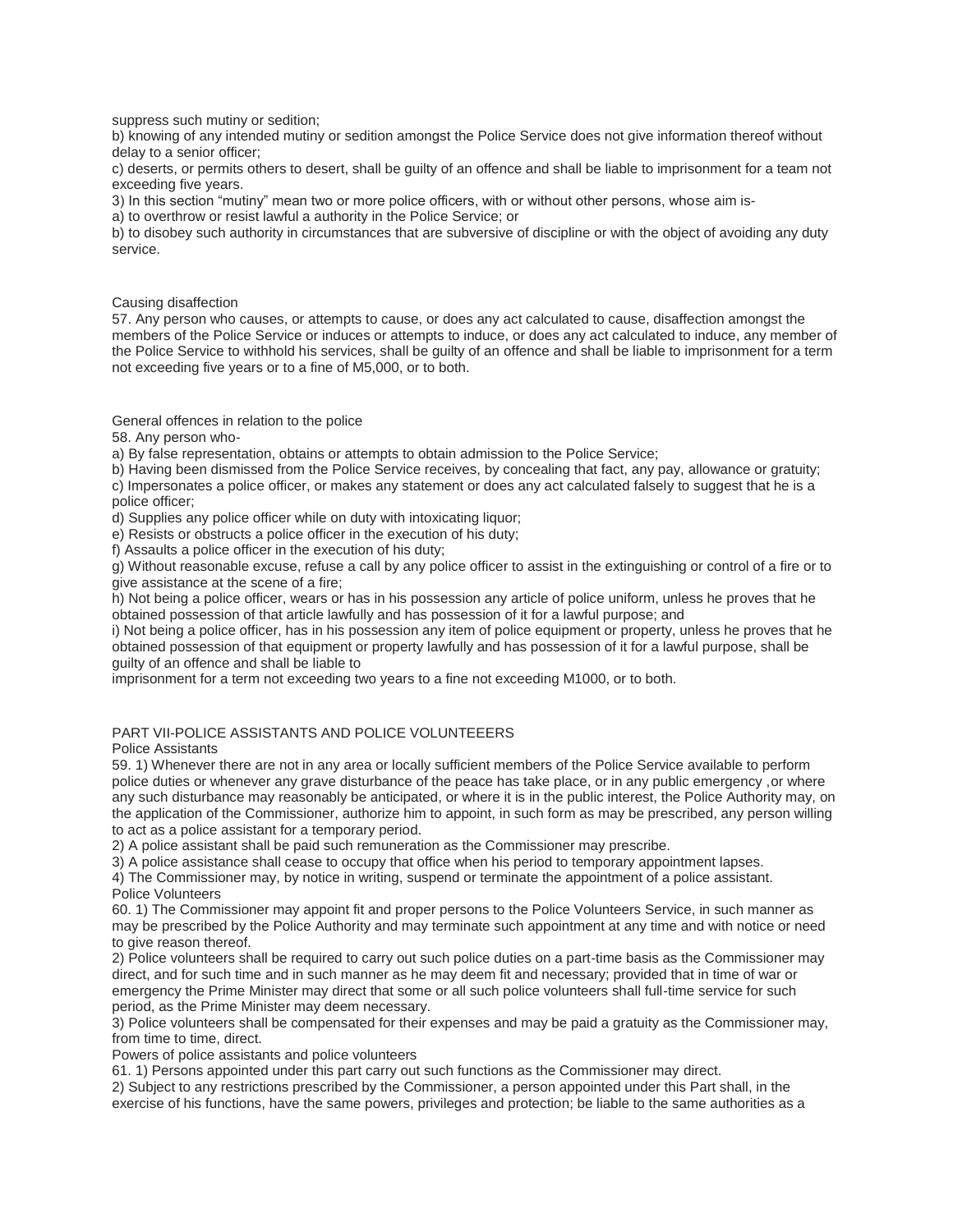suppress such mutiny or sedition;

b) knowing of any intended mutiny or sedition amongst the Police Service does not give information thereof without delay to a senior officer;

c) deserts, or permits others to desert, shall be guilty of an offence and shall be liable to imprisonment for a team not exceeding five years.

3) In this section "mutiny" mean two or more police officers, with or without other persons, whose aim is-

a) to overthrow or resist lawful a authority in the Police Service; or

b) to disobey such authority in circumstances that are subversive of discipline or with the object of avoiding any duty service.

Causing disaffection

57. Any person who causes, or attempts to cause, or does any act calculated to cause, disaffection amongst the members of the Police Service or induces or attempts to induce, or does any act calculated to induce, any member of the Police Service to withhold his services, shall be guilty of an offence and shall be liable to imprisonment for a term not exceeding five years or to a fine of M5,000, or to both.

General offences in relation to the police

58. Any person who-

a) By false representation, obtains or attempts to obtain admission to the Police Service;

b) Having been dismissed from the Police Service receives, by concealing that fact, any pay, allowance or gratuity;

c) Impersonates a police officer, or makes any statement or does any act calculated falsely to suggest that he is a police officer;

d) Supplies any police officer while on duty with intoxicating liquor;

e) Resists or obstructs a police officer in the execution of his duty;

f) Assaults a police officer in the execution of his duty;

g) Without reasonable excuse, refuse a call by any police officer to assist in the extinguishing or control of a fire or to give assistance at the scene of a fire;

h) Not being a police officer, wears or has in his possession any article of police uniform, unless he proves that he obtained possession of that article lawfully and has possession of it for a lawful purpose; and

i) Not being a police officer, has in his possession any item of police equipment or property, unless he proves that he obtained possession of that equipment or property lawfully and has possession of it for a lawful purpose, shall be guilty of an offence and shall be liable to

imprisonment for a term not exceeding two years to a fine not exceeding M1000, or to both.

PART VII-POLICE ASSISTANTS AND POLICE VOLUNTEEERS

Police Assistants

59. 1) Whenever there are not in any area or locally sufficient members of the Police Service available to perform police duties or whenever any grave disturbance of the peace has take place, or in any public emergency ,or where any such disturbance may reasonably be anticipated, or where it is in the public interest, the Police Authority may, on the application of the Commissioner, authorize him to appoint, in such form as may be prescribed, any person willing to act as a police assistant for a temporary period.

2) A police assistant shall be paid such remuneration as the Commissioner may prescribe.

3) A police assistance shall cease to occupy that office when his period to temporary appointment lapses.

4) The Commissioner may, by notice in writing, suspend or terminate the appointment of a police assistant.

Police Volunteers

60. 1) The Commissioner may appoint fit and proper persons to the Police Volunteers Service, in such manner as may be prescribed by the Police Authority and may terminate such appointment at any time and with notice or need to give reason thereof.

2) Police volunteers shall be required to carry out such police duties on a part-time basis as the Commissioner may direct, and for such time and in such manner as he may deem fit and necessary; provided that in time of war or emergency the Prime Minister may direct that some or all such police volunteers shall full-time service for such period, as the Prime Minister may deem necessary.

3) Police volunteers shall be compensated for their expenses and may be paid a gratuity as the Commissioner may, from time to time, direct.

Powers of police assistants and police volunteers

61. 1) Persons appointed under this part carry out such functions as the Commissioner may direct.

2) Subject to any restrictions prescribed by the Commissioner, a person appointed under this Part shall, in the exercise of his functions, have the same powers, privileges and protection; be liable to the same authorities as a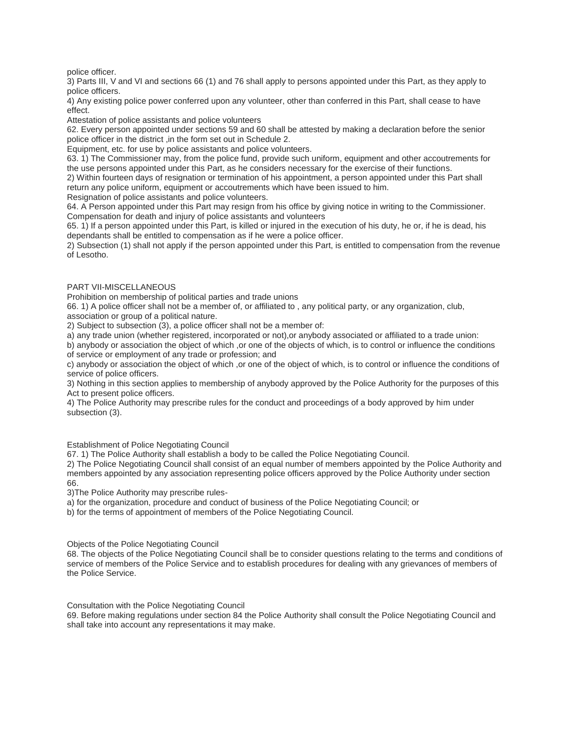police officer.

3) Parts III, V and VI and sections 66 (1) and 76 shall apply to persons appointed under this Part, as they apply to police officers.

4) Any existing police power conferred upon any volunteer, other than conferred in this Part, shall cease to have effect.

Attestation of police assistants and police volunteers

62. Every person appointed under sections 59 and 60 shall be attested by making a declaration before the senior police officer in the district ,in the form set out in Schedule 2.

Equipment, etc. for use by police assistants and police volunteers.

63. 1) The Commissioner may, from the police fund, provide such uniform, equipment and other accoutrements for the use persons appointed under this Part, as he considers necessary for the exercise of their functions.

2) Within fourteen days of resignation or termination of his appointment, a person appointed under this Part shall return any police uniform, equipment or accoutrements which have been issued to him.

Resignation of police assistants and police volunteers.

64. A Person appointed under this Part may resign from his office by giving notice in writing to the Commissioner.

Compensation for death and injury of police assistants and volunteers

65. 1) If a person appointed under this Part, is killed or injured in the execution of his duty, he or, if he is dead, his dependants shall be entitled to compensation as if he were a police officer.

2) Subsection (1) shall not apply if the person appointed under this Part, is entitled to compensation from the revenue of Lesotho.

## PART VII-MISCELLANEOUS

Prohibition on membership of political parties and trade unions

66. 1) A police officer shall not be a member of, or affiliated to , any political party, or any organization, club, association or group of a political nature.

2) Subject to subsection (3), a police officer shall not be a member of:

a) any trade union (whether registered, incorporated or not),or anybody associated or affiliated to a trade union:

b) anybody or association the object of which ,or one of the objects of which, is to control or influence the conditions of service or employment of any trade or profession; and

c) anybody or association the object of which ,or one of the object of which, is to control or influence the conditions of service of police officers.

3) Nothing in this section applies to membership of anybody approved by the Police Authority for the purposes of this Act to present police officers.

4) The Police Authority may prescribe rules for the conduct and proceedings of a body approved by him under subsection (3).

Establishment of Police Negotiating Council

67. 1) The Police Authority shall establish a body to be called the Police Negotiating Council.

2) The Police Negotiating Council shall consist of an equal number of members appointed by the Police Authority and members appointed by any association representing police officers approved by the Police Authority under section 66.

3)The Police Authority may prescribe rules-

a) for the organization, procedure and conduct of business of the Police Negotiating Council; or

b) for the terms of appointment of members of the Police Negotiating Council.

Objects of the Police Negotiating Council

68. The objects of the Police Negotiating Council shall be to consider questions relating to the terms and conditions of service of members of the Police Service and to establish procedures for dealing with any grievances of members of the Police Service.

Consultation with the Police Negotiating Council

69. Before making regulations under section 84 the Police Authority shall consult the Police Negotiating Council and shall take into account any representations it may make.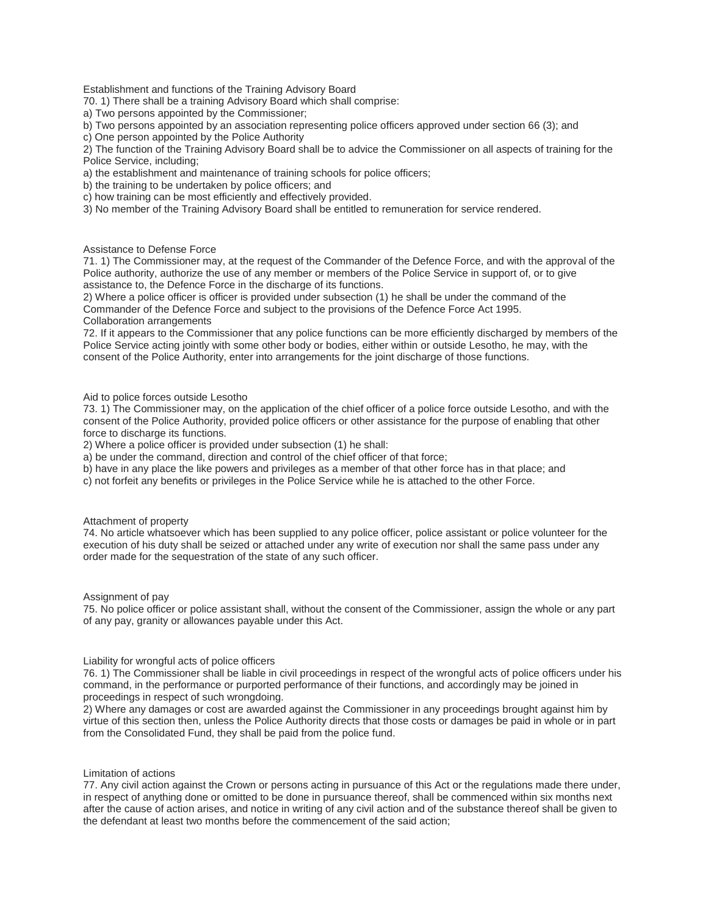Establishment and functions of the Training Advisory Board

70. 1) There shall be a training Advisory Board which shall comprise:

a) Two persons appointed by the Commissioner;

b) Two persons appointed by an association representing police officers approved under section 66 (3); and

c) One person appointed by the Police Authority

2) The function of the Training Advisory Board shall be to advice the Commissioner on all aspects of training for the Police Service, including;

a) the establishment and maintenance of training schools for police officers;

b) the training to be undertaken by police officers; and

c) how training can be most efficiently and effectively provided.

3) No member of the Training Advisory Board shall be entitled to remuneration for service rendered.

Assistance to Defense Force

71. 1) The Commissioner may, at the request of the Commander of the Defence Force, and with the approval of the Police authority, authorize the use of any member or members of the Police Service in support of, or to give assistance to, the Defence Force in the discharge of its functions.

2) Where a police officer is officer is provided under subsection (1) he shall be under the command of the Commander of the Defence Force and subject to the provisions of the Defence Force Act 1995.

Collaboration arrangements

72. If it appears to the Commissioner that any police functions can be more efficiently discharged by members of the Police Service acting jointly with some other body or bodies, either within or outside Lesotho, he may, with the consent of the Police Authority, enter into arrangements for the joint discharge of those functions.

Aid to police forces outside Lesotho

73. 1) The Commissioner may, on the application of the chief officer of a police force outside Lesotho, and with the consent of the Police Authority, provided police officers or other assistance for the purpose of enabling that other force to discharge its functions.

2) Where a police officer is provided under subsection (1) he shall:

a) be under the command, direction and control of the chief officer of that force;

b) have in any place the like powers and privileges as a member of that other force has in that place; and

c) not forfeit any benefits or privileges in the Police Service while he is attached to the other Force.

Attachment of property

74. No article whatsoever which has been supplied to any police officer, police assistant or police volunteer for the execution of his duty shall be seized or attached under any write of execution nor shall the same pass under any order made for the sequestration of the state of any such officer.

Assignment of pay

75. No police officer or police assistant shall, without the consent of the Commissioner, assign the whole or any part of any pay, granity or allowances payable under this Act.

Liability for wrongful acts of police officers

76. 1) The Commissioner shall be liable in civil proceedings in respect of the wrongful acts of police officers under his command, in the performance or purported performance of their functions, and accordingly may be joined in proceedings in respect of such wrongdoing.

2) Where any damages or cost are awarded against the Commissioner in any proceedings brought against him by virtue of this section then, unless the Police Authority directs that those costs or damages be paid in whole or in part from the Consolidated Fund, they shall be paid from the police fund.

Limitation of actions

77. Any civil action against the Crown or persons acting in pursuance of this Act or the regulations made there under, in respect of anything done or omitted to be done in pursuance thereof, shall be commenced within six months next after the cause of action arises, and notice in writing of any civil action and of the substance thereof shall be given to the defendant at least two months before the commencement of the said action;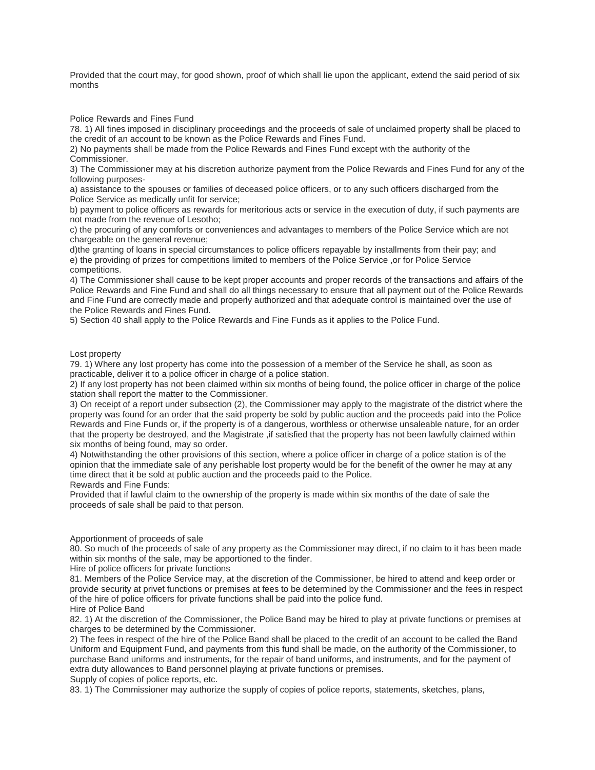Provided that the court may, for good shown, proof of which shall lie upon the applicant, extend the said period of six months

### Police Rewards and Fines Fund

78. 1) All fines imposed in disciplinary proceedings and the proceeds of sale of unclaimed property shall be placed to the credit of an account to be known as the Police Rewards and Fines Fund.

2) No payments shall be made from the Police Rewards and Fines Fund except with the authority of the Commissioner.

3) The Commissioner may at his discretion authorize payment from the Police Rewards and Fines Fund for any of the following purposes-

a) assistance to the spouses or families of deceased police officers, or to any such officers discharged from the Police Service as medically unfit for service;

b) payment to police officers as rewards for meritorious acts or service in the execution of duty, if such payments are not made from the revenue of Lesotho;

c) the procuring of any comforts or conveniences and advantages to members of the Police Service which are not chargeable on the general revenue;

d)the granting of loans in special circumstances to police officers repayable by installments from their pay; and

e) the providing of prizes for competitions limited to members of the Police Service ,or for Police Service competitions.

4) The Commissioner shall cause to be kept proper accounts and proper records of the transactions and affairs of the Police Rewards and Fine Fund and shall do all things necessary to ensure that all payment out of the Police Rewards and Fine Fund are correctly made and properly authorized and that adequate control is maintained over the use of the Police Rewards and Fines Fund.

5) Section 40 shall apply to the Police Rewards and Fine Funds as it applies to the Police Fund.

### Lost property

79. 1) Where any lost property has come into the possession of a member of the Service he shall, as soon as practicable, deliver it to a police officer in charge of a police station.

2) If any lost property has not been claimed within six months of being found, the police officer in charge of the police station shall report the matter to the Commissioner.

3) On receipt of a report under subsection (2), the Commissioner may apply to the magistrate of the district where the property was found for an order that the said property be sold by public auction and the proceeds paid into the Police Rewards and Fine Funds or, if the property is of a dangerous, worthless or otherwise unsaleable nature, for an order that the property be destroyed, and the Magistrate ,if satisfied that the property has not been lawfully claimed within six months of being found, may so order.

4) Notwithstanding the other provisions of this section, where a police officer in charge of a police station is of the opinion that the immediate sale of any perishable lost property would be for the benefit of the owner he may at any time direct that it be sold at public auction and the proceeds paid to the Police.

Rewards and Fine Funds:

Provided that if lawful claim to the ownership of the property is made within six months of the date of sale the proceeds of sale shall be paid to that person.

### Apportionment of proceeds of sale

80. So much of the proceeds of sale of any property as the Commissioner may direct, if no claim to it has been made within six months of the sale, may be apportioned to the finder.

### Hire of police officers for private functions

81. Members of the Police Service may, at the discretion of the Commissioner, be hired to attend and keep order or provide security at privet functions or premises at fees to be determined by the Commissioner and the fees in respect of the hire of police officers for private functions shall be paid into the police fund.

### Hire of Police Band

82. 1) At the discretion of the Commissioner, the Police Band may be hired to play at private functions or premises at charges to be determined by the Commissioner.

2) The fees in respect of the hire of the Police Band shall be placed to the credit of an account to be called the Band Uniform and Equipment Fund, and payments from this fund shall be made, on the authority of the Commissioner, to purchase Band uniforms and instruments, for the repair of band uniforms, and instruments, and for the payment of extra duty allowances to Band personnel playing at private functions or premises.

### Supply of copies of police reports, etc.

83. 1) The Commissioner may authorize the supply of copies of police reports, statements, sketches, plans,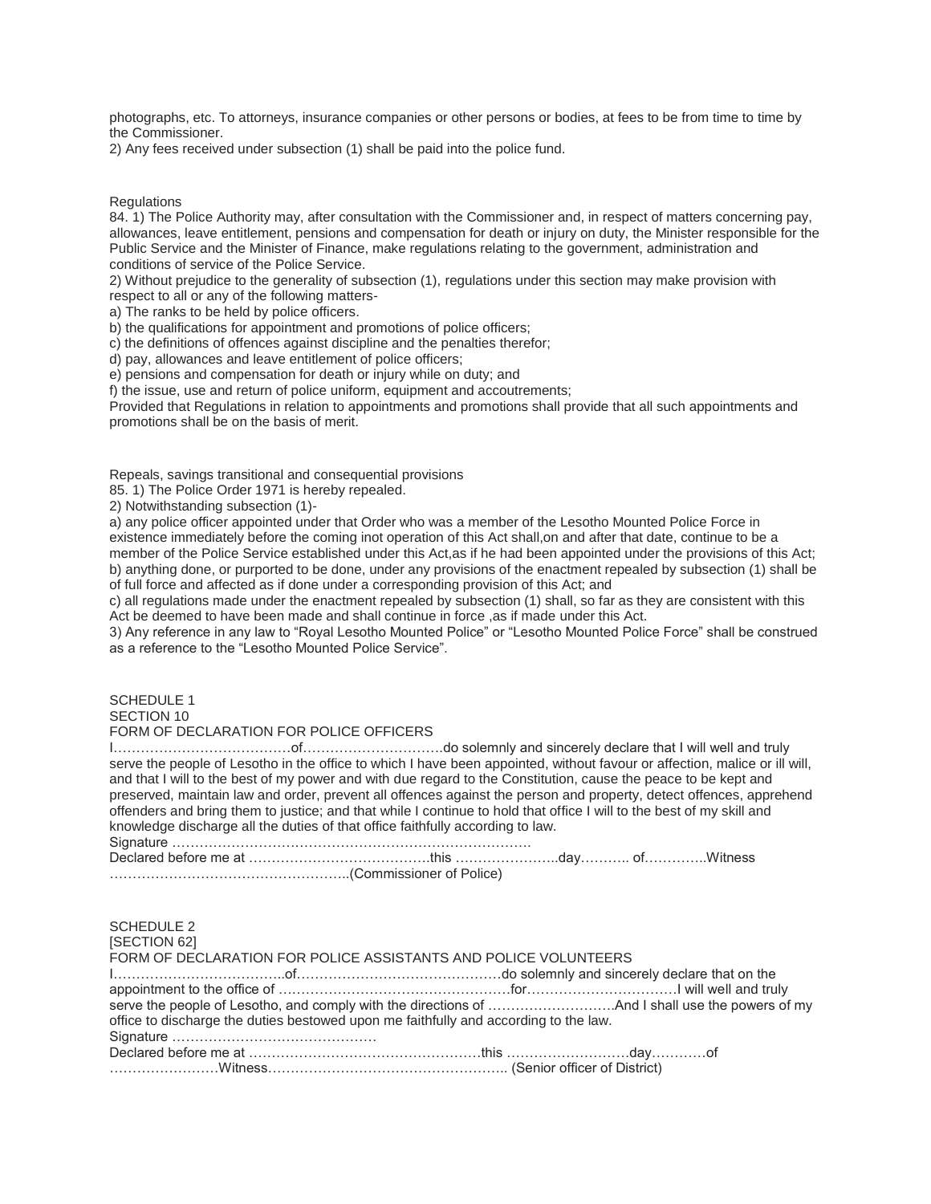photographs, etc. To attorneys, insurance companies or other persons or bodies, at fees to be from time to time by the Commissioner.

2) Any fees received under subsection (1) shall be paid into the police fund.

### Regulations

84. 1) The Police Authority may, after consultation with the Commissioner and, in respect of matters concerning pay, allowances, leave entitlement, pensions and compensation for death or injury on duty, the Minister responsible for the Public Service and the Minister of Finance, make regulations relating to the government, administration and conditions of service of the Police Service.

2) Without prejudice to the generality of subsection (1), regulations under this section may make provision with respect to all or any of the following matters-

a) The ranks to be held by police officers.

b) the qualifications for appointment and promotions of police officers;

c) the definitions of offences against discipline and the penalties therefor;

d) pay, allowances and leave entitlement of police officers;

e) pensions and compensation for death or injury while on duty; and

f) the issue, use and return of police uniform, equipment and accoutrements;

Provided that Regulations in relation to appointments and promotions shall provide that all such appointments and promotions shall be on the basis of merit.

### Repeals, savings transitional and consequential provisions

85. 1) The Police Order 1971 is hereby repealed.

2) Notwithstanding subsection (1)-

a) any police officer appointed under that Order who was a member of the Lesotho Mounted Police Force in existence immediately before the coming inot operation of this Act shall,on and after that date, continue to be a member of the Police Service established under this Act,as if he had been appointed under the provisions of this Act;

b) anything done, or purported to be done, under any provisions of the enactment repealed by subsection (1) shall be of full force and affected as if done under a corresponding provision of this Act; and

c) all regulations made under the enactment repealed by subsection (1) shall, so far as they are consistent with this Act be deemed to have been made and shall continue in force ,as if made under this Act.

3) Any reference in any law to "Royal Lesotho Mounted Police" or "Lesotho Mounted Police Force" shall be construed as a reference to the "Lesotho Mounted Police Service".

## SCHEDULE 1

SECTION 10

FORM OF DECLARATION FOR POLICE OFFICERS

I…………………………………of…………………………do solemnly and sincerely declare that I will well and truly serve the people of Lesotho in the office to which I have been appointed, without favour or affection, malice or ill will, and that I will to the best of my power and with due regard to the Constitution, cause the peace to be kept and preserved, maintain law and order, prevent all offences against the person and property, detect offences, apprehend offenders and bring them to justice; and that while I continue to hold that office I will to the best of my skill and knowledge discharge all the duties of that office faithfully according to law.

Signature ……………………………………………………………………

Declared before me at …………………………………this …………………..day……….. of…………..Witness ……………………………………………..(Commissioner of Police)

## SCHEDULE 2

[SECTION 62]

FORM OF DECLARATION FOR POLICE ASSISTANTS AND POLICE VOLUNTEERS

I………………………………..of………………………………………do solemnly and sincerely declare that on the appointment to the office of ……………………………………………for……………………………I will well and truly serve the people of Lesotho, and comply with the directions of ……………………….And I shall use the powers of my office to discharge the duties bestowed upon me faithfully and according to the law.

Signature ………………………………………

Declared before me at ……………………………………………this ………………………day…………of ……………………Witness…………………………………………….. (Senior officer of District)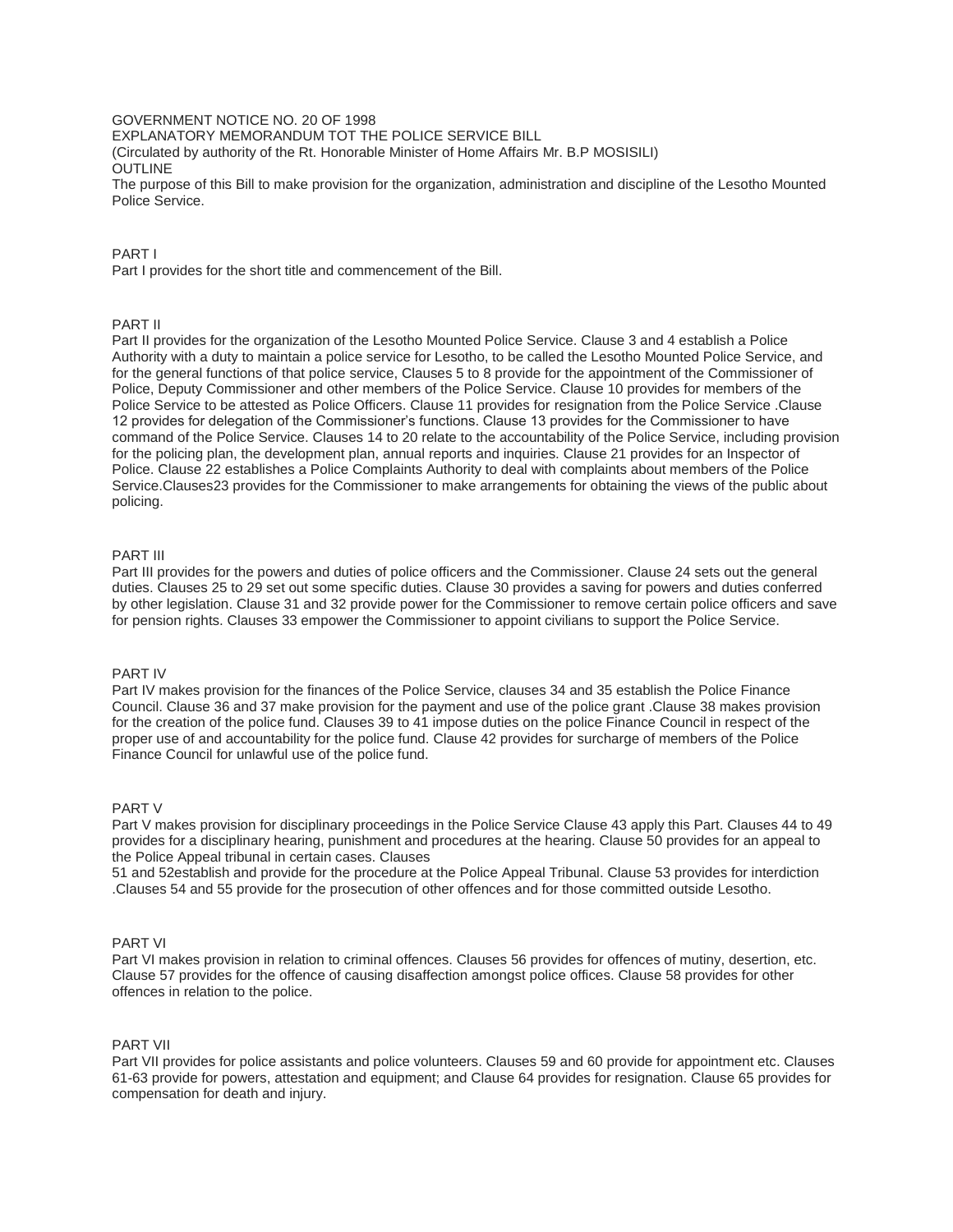GOVERNMENT NOTICE NO. 20 OF 1998

EXPLANATORY MEMORANDUM TOT THE POLICE SERVICE BILL

(Circulated by authority of the Rt. Honorable Minister of Home Affairs Mr. B.P MOSISILI)

OUTLINE

The purpose of this Bill to make provision for the organization, administration and discipline of the Lesotho Mounted Police Service.

## PART I

Part I provides for the short title and commencement of the Bill.

## PART II

Part II provides for the organization of the Lesotho Mounted Police Service. Clause 3 and 4 establish a Police Authority with a duty to maintain a police service for Lesotho, to be called the Lesotho Mounted Police Service, and for the general functions of that police service, Clauses 5 to 8 provide for the appointment of the Commissioner of Police, Deputy Commissioner and other members of the Police Service. Clause 10 provides for members of the Police Service to be attested as Police Officers. Clause 11 provides for resignation from the Police Service .Clause 12 provides for delegation of the Commissioner's functions. Clause 13 provides for the Commissioner to have command of the Police Service. Clauses 14 to 20 relate to the accountability of the Police Service, including provision for the policing plan, the development plan, annual reports and inquiries. Clause 21 provides for an Inspector of Police. Clause 22 establishes a Police Complaints Authority to deal with complaints about members of the Police Service.Clauses23 provides for the Commissioner to make arrangements for obtaining the views of the public about policing.

## PART III

Part III provides for the powers and duties of police officers and the Commissioner. Clause 24 sets out the general duties. Clauses 25 to 29 set out some specific duties. Clause 30 provides a saving for powers and duties conferred by other legislation. Clause 31 and 32 provide power for the Commissioner to remove certain police officers and save for pension rights. Clauses 33 empower the Commissioner to appoint civilians to support the Police Service.

## PART IV

Part IV makes provision for the finances of the Police Service, clauses 34 and 35 establish the Police Finance Council. Clause 36 and 37 make provision for the payment and use of the police grant .Clause 38 makes provision for the creation of the police fund. Clauses 39 to 41 impose duties on the police Finance Council in respect of the proper use of and accountability for the police fund. Clause 42 provides for surcharge of members of the Police Finance Council for unlawful use of the police fund.

## PART V

Part V makes provision for disciplinary proceedings in the Police Service Clause 43 apply this Part. Clauses 44 to 49 provides for a disciplinary hearing, punishment and procedures at the hearing. Clause 50 provides for an appeal to the Police Appeal tribunal in certain cases. Clauses 51 and 52establish and provide for the procedure at the Police Appeal Tribunal. Clause 53 provides for interdiction .Clauses 54 and 55 provide for the prosecution of other offences and for those committed outside Lesotho.

## PART VI

Part VI makes provision in relation to criminal offences. Clauses 56 provides for offences of mutiny, desertion, etc. Clause 57 provides for the offence of causing disaffection amongst police offices. Clause 58 provides for other offences in relation to the police.

## PART VII

Part VII provides for police assistants and police volunteers. Clauses 59 and 60 provide for appointment etc. Clauses 61-63 provide for powers, attestation and equipment; and Clause 64 provides for resignation. Clause 65 provides for compensation for death and injury.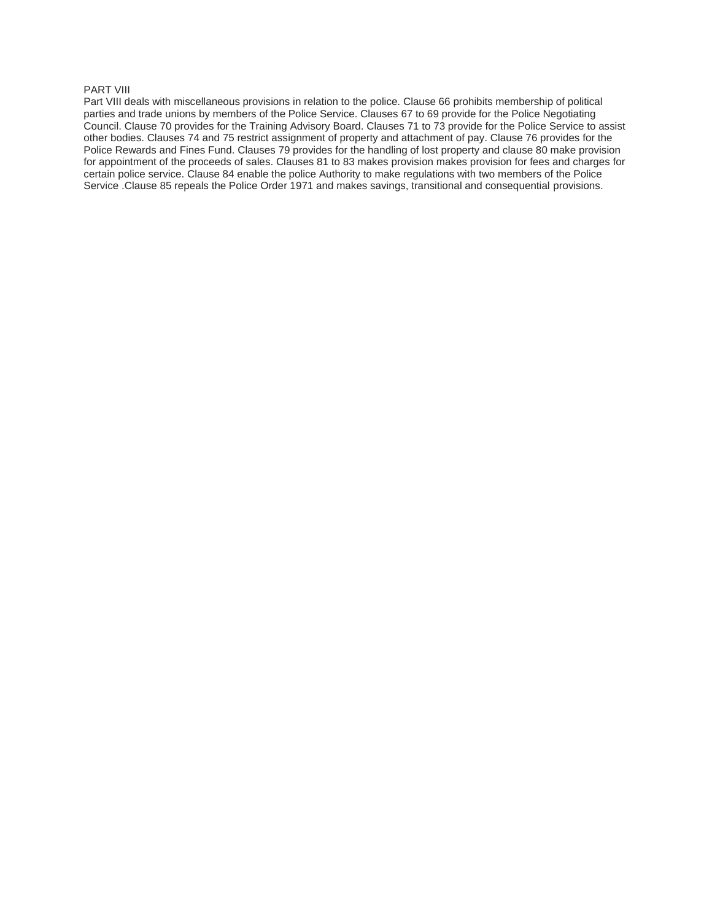PART VIII

Part VIII deals with miscellaneous provisions in relation to the police. Clause 66 prohibits membership of political parties and trade unions by members of the Police Service. Clauses 67 to 69 provide for the Police Negotiating Council. Clause 70 provides for the Training Advisory Board. Clauses 71 to 73 provide for the Police Service to assist other bodies. Clauses 74 and 75 restrict assignment of property and attachment of pay. Clause 76 provides for the Police Rewards and Fines Fund. Clauses 79 provides for the handling of lost property and clause 80 make provision for appointment of the proceeds of sales. Clauses 81 to 83 makes provision makes provision for fees and charges for certain police service. Clause 84 enable the police Authority to make regulations with two members of the Police Service .Clause 85 repeals the Police Order 1971 and makes savings, transitional and consequential provisions.